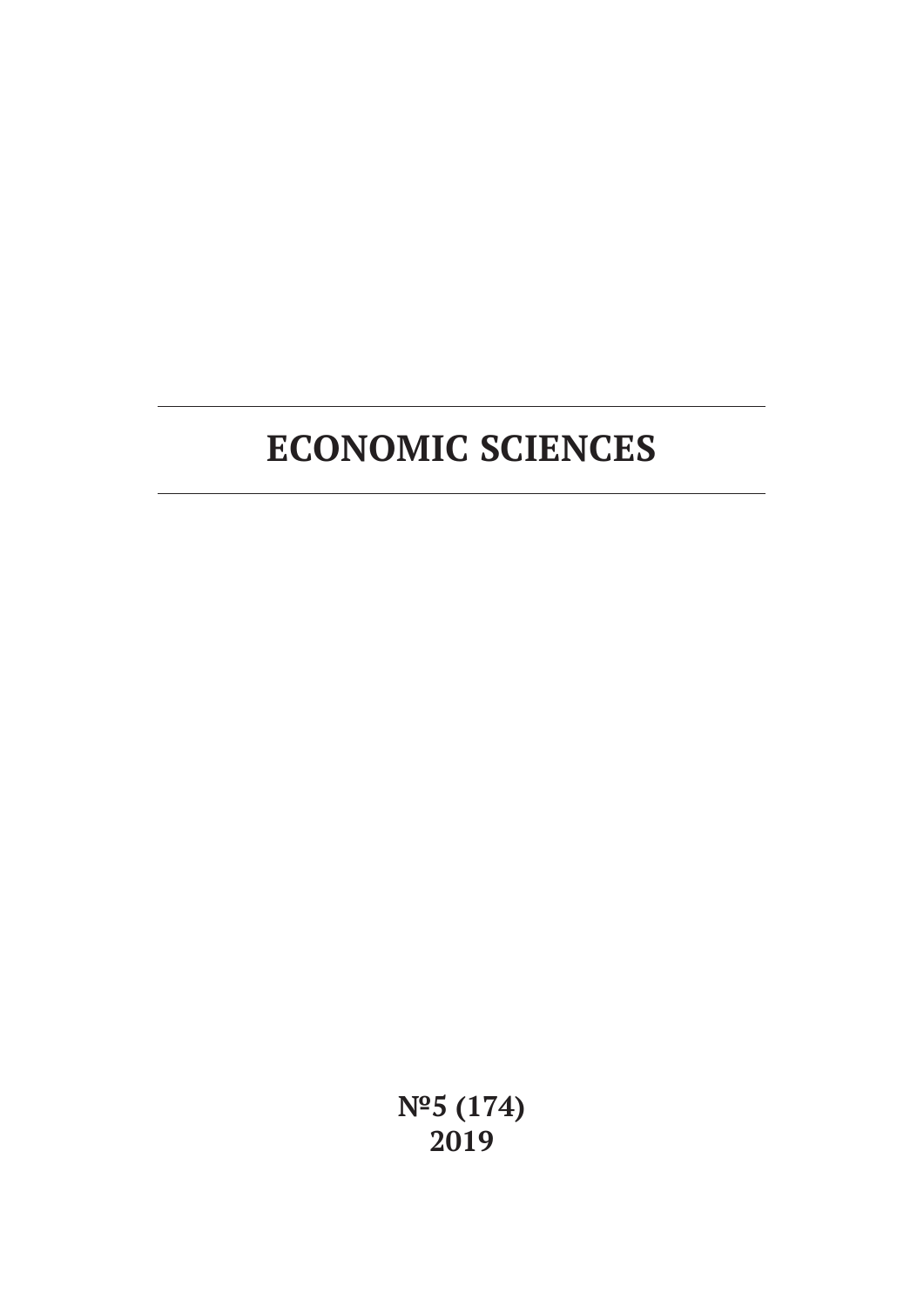# ECONOMIC SCIENCES

**№5 (174)**
**2019**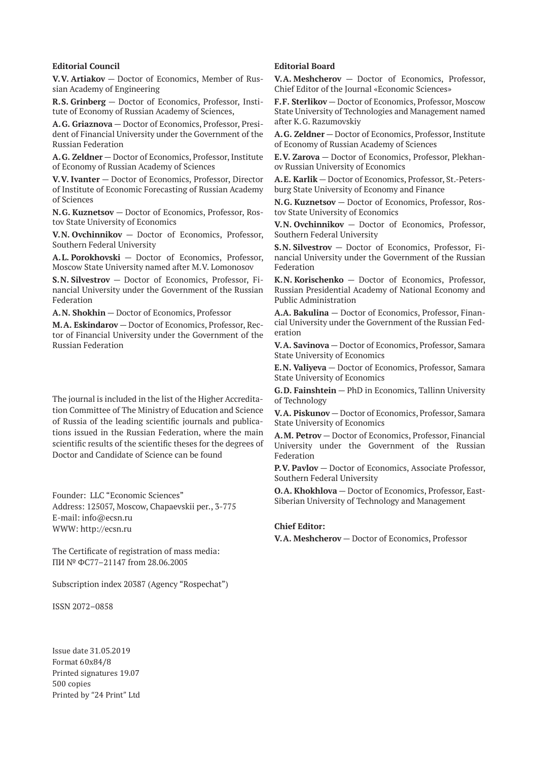**Editorial Council**

**V.V. Artiakov** — Doctor of Economics, Member of Russian Academy of Engineering

**R.S. Grinberg** — Doctor of Economics, Professor, Institute of Economy of Russian Academy of Sciences,

**A.G. Griaznova** — Doctor of Economics, Professor, President of Financial University under the Government of the Russian Federation

**A.G. Zeldner** — Doctor of Economics, Professor, Institute of Economy of Russian Academy of Sciences

**V.V. Ivanter** — Doctor of Economics, Professor, Director of Institute of Economic Forecasting of Russian Academy of Sciences

**N.G. Kuznetsov** — Doctor of Economics, Professor, Rostov State University of Economics

**V.N. Ovchinnikov** — Doctor of Economics, Professor, Southern Federal University

**A.L. Porokhovski** — Doctor of Economics, Professor, Moscow State University named after M.V. Lomonosov

**S.N. Silvestrov** — Doctor of Economics, Professor, Financial University under the Government of the Russian Federation

**A.N. Shokhin** — Doctor of Economics, Professor

**M.A. Eskindarov** — Doctor of Economics, Professor, Rector of Financial University under the Government of the Russian Federation

The journal is included in the list of the Higher Accreditation Committee of The Ministry of Education and Science of Russia of the leading scientific journals and publications issued in the Russian Federation, where the main scientific results of the scientific theses for the degrees of Doctor and Candidate of Science can be found

Founder: LLC "Economic Sciences"
Address: 125057, Moscow, Chapaevskii per., 3-775
E-mail: info@ecsn.ru
WWW: http://ecsn.ru

The Certificate of registration of mass media:
ПИ № ФС77–21147 from 28.06.2005

Subscription index 20387 (Agency "Rospechat")

ISSN 2072–0858

Issue date 31.05.2019
Format 60x84/8
Printed signatures 19.07
500 copies
Printed by "24 Print" Ltd

**Editorial Board**

**V.A. Meshcherov** — Doctor of Economics, Professor, Chief Editor of the Journal «Economic Sciences»

**F.F. Sterlikov** — Doctor of Economics, Professor, Moscow State University of Technologies and Management named after K.G. Razumovskiy

**A.G. Zeldner** — Doctor of Economics, Professor, Institute of Economy of Russian Academy of Sciences

**E.V. Zarova** — Doctor of Economics, Professor, Plekhanov Russian University of Economics

**A.E. Karlik** — Doctor of Economics, Professor, St.-Petersburg State University of Economy and Finance

**N.G. Kuznetsov** — Doctor of Economics, Professor, Rostov State University of Economics

**V.N. Ovchinnikov** — Doctor of Economics, Professor, Southern Federal University

**S.N. Silvestrov** — Doctor of Economics, Professor, Financial University under the Government of the Russian Federation

**K.N. Korischenko** — Doctor of Economics, Professor, Russian Presidential Academy of National Economy and Public Administration

**A.A. Bakulina** — Doctor of Economics, Professor, Financial University under the Government of the Russian Federation

**V.A. Savinova** — Doctor of Economics, Professor, Samara State University of Economics

**E.N. Valiyeva** — Doctor of Economics, Professor, Samara State University of Economics

**G.D. Fainshtein** — PhD in Economics, Tallinn University of Technology

**V.A. Piskunov** — Doctor of Economics, Professor, Samara State University of Economics

**A.M. Petrov** — Doctor of Economics, Professor, Financial University under the Government of the Russian Federation

**P.V. Pavlov** — Doctor of Economics, Associate Professor, Southern Federal University

**O.A. Khokhlova** — Doctor of Economics, Professor, East-Siberian University of Technology and Management

**Chief Editor:**

**V.A. Meshcherov** — Doctor of Economics, Professor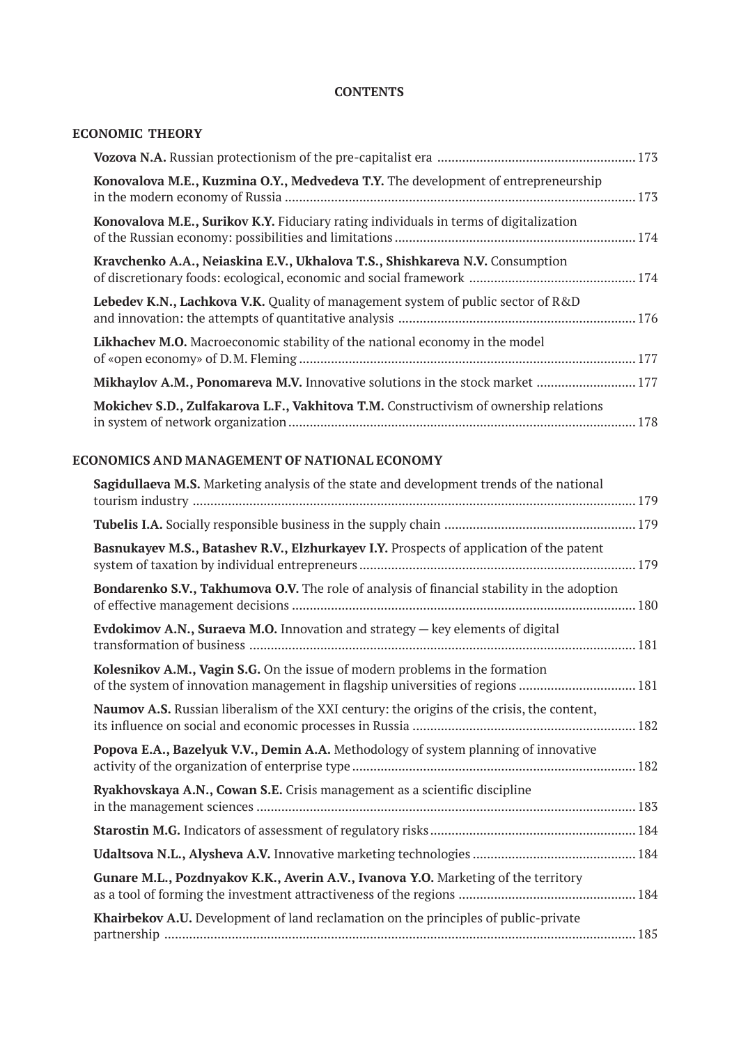# CONTENTS

## ECONOMIC THEORY

**Vozova N.A.** Russian protectionism of the pre-capitalist era ........ 173

**Konovalova M.E., Kuzmina O.Y., Medvedeva T.Y.** The development of entrepreneurship in the modern economy of Russia ........ 173

**Konovalova M.E., Surikov K.Y.** Fiduciary rating individuals in terms of digitalization of the Russian economy: possibilities and limitations ........ 174

**Kravchenko A.A., Neiaskina E.V., Ukhalova T.S., Shishkareva N.V.** Consumption of discretionary foods: ecological, economic and social framework ........ 174

**Lebedev K.N., Lachkova V.K.** Quality of management system of public sector of R&D and innovation: the attempts of quantitative analysis ........ 176

**Likhachev M.O.** Macroeconomic stability of the national economy in the model of «open economy» of D.M. Fleming ........ 177

**Mikhaylov A.M., Ponomareva M.V.** Innovative solutions in the stock market ........ 177

**Mokichev S.D., Zulfakarova L.F., Vakhitova T.M.** Constructivism of ownership relations in system of network organization ........ 178

## ECONOMICS AND MANAGEMENT OF NATIONAL ECONOMY

**Sagidullaeva M.S.** Marketing analysis of the state and development trends of the national tourism industry ........ 179

**Tubelis I.A.** Socially responsible business in the supply chain ........ 179

**Basnukayev M.S., Batashev R.V., Elzhurkayev I.Y.** Prospects of application of the patent system of taxation by individual entrepreneurs ........ 179

**Bondarenko S.V., Takhumova O.V.** The role of analysis of financial stability in the adoption of effective management decisions ........ 180

**Evdokimov A.N., Suraeva M.O.** Innovation and strategy — key elements of digital transformation of business ........ 181

**Kolesnikov A.M., Vagin S.G.** On the issue of modern problems in the formation of the system of innovation management in flagship universities of regions ........ 181

**Naumov A.S.** Russian liberalism of the XXI century: the origins of the crisis, the content, its influence on social and economic processes in Russia ........ 182

**Popova E.A., Bazelyuk V.V., Demin A.A.** Methodology of system planning of innovative activity of the organization of enterprise type ........ 182

**Ryakhovskaya A.N., Cowan S.E.** Crisis management as a scientific discipline in the management sciences ........ 183

**Starostin M.G.** Indicators of assessment of regulatory risks ........ 184

**Udaltsova N.L., Alysheva A.V.** Innovative marketing technologies ........ 184

**Gunare M.L., Pozdnyakov K.K., Averin A.V., Ivanova Y.O.** Marketing of the territory as a tool of forming the investment attractiveness of the regions ........ 184

**Khairbekov A.U.** Development of land reclamation on the principles of public-private partnership ........ 185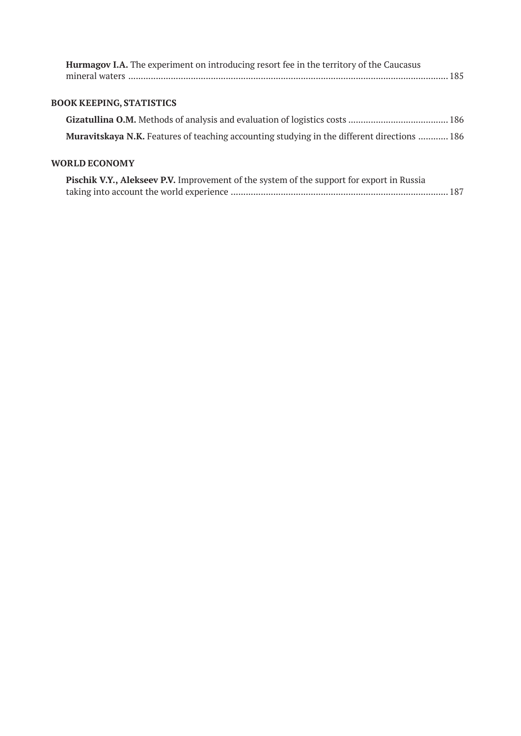**Hurmagov I.A.** The experiment on introducing resort fee in the territory of the Caucasus mineral waters ............ 185

## BOOK KEEPING, STATISTICS

**Gizatullina O.M.** Methods of analysis and evaluation of logistics costs ............ 186

**Muravitskaya N.K.** Features of teaching accounting studying in the different directions ............ 186

## WORLD ECONOMY

**Pischik V.Y., Alekseev P.V.** Improvement of the system of the support for export in Russia taking into account the world experience ............ 187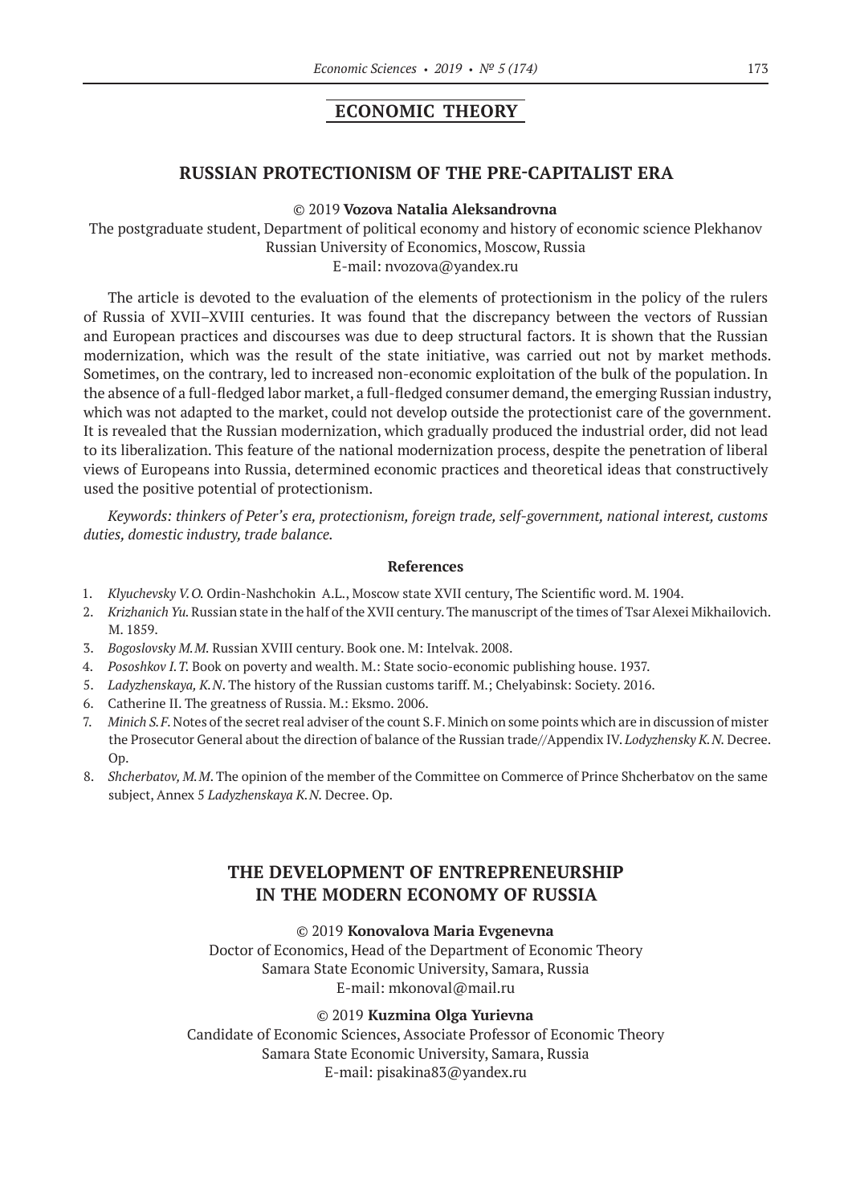## ECONOMIC THEORY

### RUSSIAN PROTECTIONISM OF THE PRE-CAPITALIST ERA

© 2019 **Vozova Natalia Aleksandrovna**

The postgraduate student, Department of political economy and history of economic science Plekhanov Russian University of Economics, Moscow, Russia
E-mail: nvozova@yandex.ru

The article is devoted to the evaluation of the elements of protectionism in the policy of the rulers of Russia of XVII–XVIII centuries. It was found that the discrepancy between the vectors of Russian and European practices and discourses was due to deep structural factors. It is shown that the Russian modernization, which was the result of the state initiative, was carried out not by market methods. Sometimes, on the contrary, led to increased non-economic exploitation of the bulk of the population. In the absence of a full-fledged labor market, a full-fledged consumer demand, the emerging Russian industry, which was not adapted to the market, could not develop outside the protectionist care of the government. It is revealed that the Russian modernization, which gradually produced the industrial order, did not lead to its liberalization. This feature of the national modernization process, despite the penetration of liberal views of Europeans into Russia, determined economic practices and theoretical ideas that constructively used the positive potential of protectionism.

*Keywords: thinkers of Peter's era, protectionism, foreign trade, self-government, national interest, customs duties, domestic industry, trade balance.*

#### References

1. *Klyuchevsky V.O.* Ordin-Nashchokin A.L., Moscow state XVII century, The Scientific word. M. 1904.
2. *Krizhanich Yu.* Russian state in the half of the XVII century. The manuscript of the times of Tsar Alexei Mikhailovich. M. 1859.
3. *Bogoslovsky M.M.* Russian XVIII century. Book one. M: Intelvak. 2008.
4. *Pososhkov I.T.* Book on poverty and wealth. M.: State socio-economic publishing house. 1937.
5. *Ladyzhenskaya, K.N*. The history of the Russian customs tariff. M.; Chelyabinsk: Society. 2016.
6. Catherine II. The greatness of Russia. M.: Eksmo. 2006.
7. *Minich S.F.* Notes of the secret real adviser of the count S.F. Minich on some points which are in discussion of mister the Prosecutor General about the direction of balance of the Russian trade//Appendix IV. *Lodyzhensky K.N.* Decree. Op.
8. *Shcherbatov, M.M*. The opinion of the member of the Committee on Commerce of Prince Shcherbatov on the same subject, Annex 5 *Ladyzhenskaya K.N.* Decree. Op.

### THE DEVELOPMENT OF ENTREPRENEURSHIP IN THE MODERN ECONOMY OF RUSSIA

© 2019 **Konovalova Maria Evgenevna**

Doctor of Economics, Head of the Department of Economic Theory
Samara State Economic University, Samara, Russia
E-mail: mkonoval@mail.ru

© 2019 **Kuzmina Olga Yurievna**

Candidate of Economic Sciences, Associate Professor of Economic Theory
Samara State Economic University, Samara, Russia
E-mail: pisakina83@yandex.ru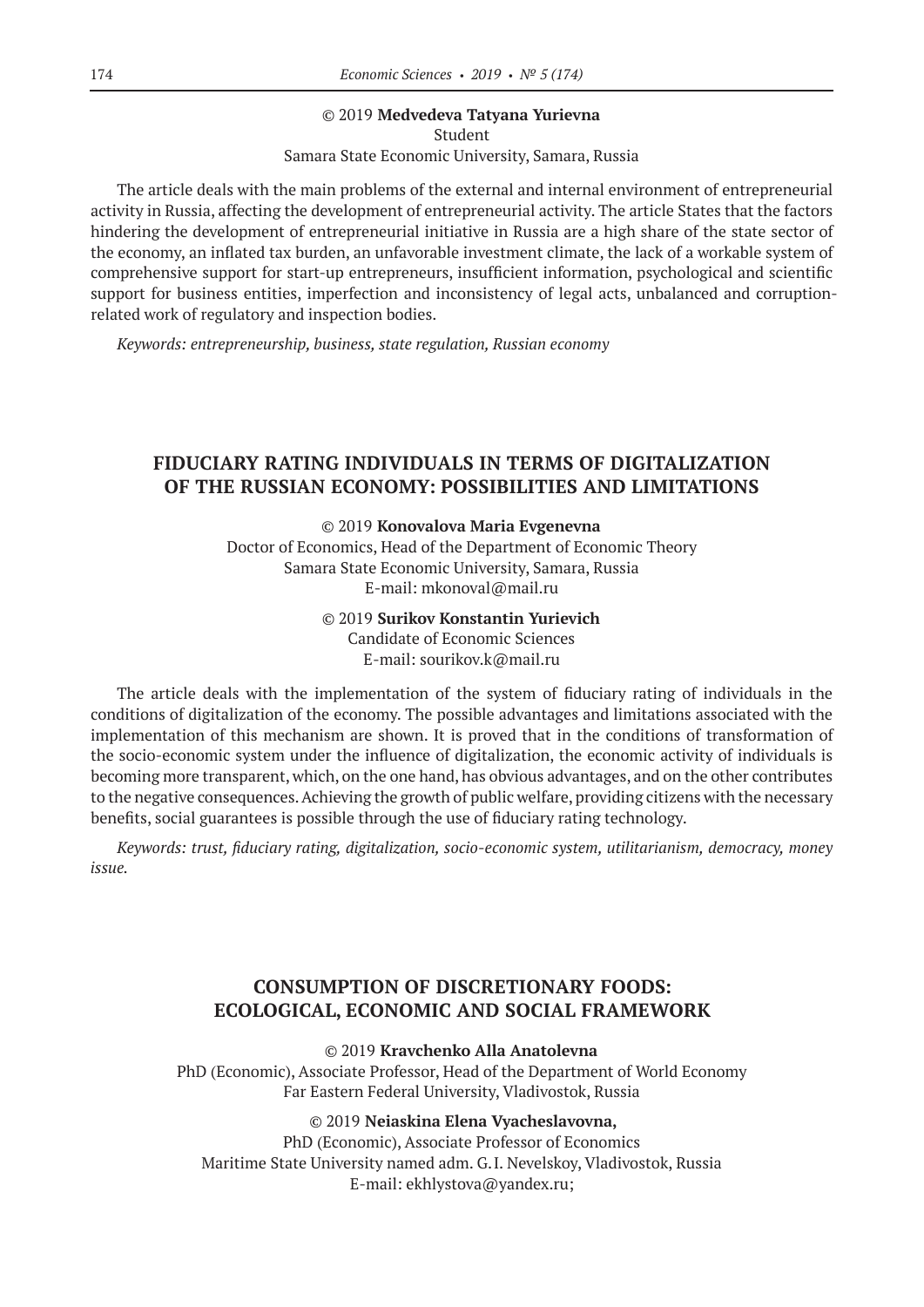© 2019 **Medvedeva Tatyana Yurievna**
Student
Samara State Economic University, Samara, Russia

The article deals with the main problems of the external and internal environment of entrepreneurial activity in Russia, affecting the development of entrepreneurial activity. The article States that the factors hindering the development of entrepreneurial initiative in Russia are a high share of the state sector of the economy, an inflated tax burden, an unfavorable investment climate, the lack of a workable system of comprehensive support for start-up entrepreneurs, insufficient information, psychological and scientific support for business entities, imperfection and inconsistency of legal acts, unbalanced and corruption-related work of regulatory and inspection bodies.

*Keywords: entrepreneurship, business, state regulation, Russian economy*

## FIDUCIARY RATING INDIVIDUALS IN TERMS OF DIGITALIZATION OF THE RUSSIAN ECONOMY: POSSIBILITIES AND LIMITATIONS

© 2019 **Konovalova Maria Evgenevna**
Doctor of Economics, Head of the Department of Economic Theory
Samara State Economic University, Samara, Russia
E-mail: mkonoval@mail.ru

© 2019 **Surikov Konstantin Yurievich**
Candidate of Economic Sciences
E-mail: sourikov.k@mail.ru

The article deals with the implementation of the system of fiduciary rating of individuals in the conditions of digitalization of the economy. The possible advantages and limitations associated with the implementation of this mechanism are shown. It is proved that in the conditions of transformation of the socio-economic system under the influence of digitalization, the economic activity of individuals is becoming more transparent, which, on the one hand, has obvious advantages, and on the other contributes to the negative consequences. Achieving the growth of public welfare, providing citizens with the necessary benefits, social guarantees is possible through the use of fiduciary rating technology.

*Keywords: trust, fiduciary rating, digitalization, socio-economic system, utilitarianism, democracy, money issue.*

## CONSUMPTION OF DISCRETIONARY FOODS: ECOLOGICAL, ECONOMIC AND SOCIAL FRAMEWORK

© 2019 **Kravchenko Alla Anatolevna**
PhD (Economic), Associate Professor, Head of the Department of World Economy
Far Eastern Federal University, Vladivostok, Russia

© 2019 **Neiaskina Elena Vyacheslavovna,**
PhD (Economic), Associate Professor of Economics
Maritime State University named adm. G.I. Nevelskoy, Vladivostok, Russia
E-mail: ekhlystova@yandex.ru;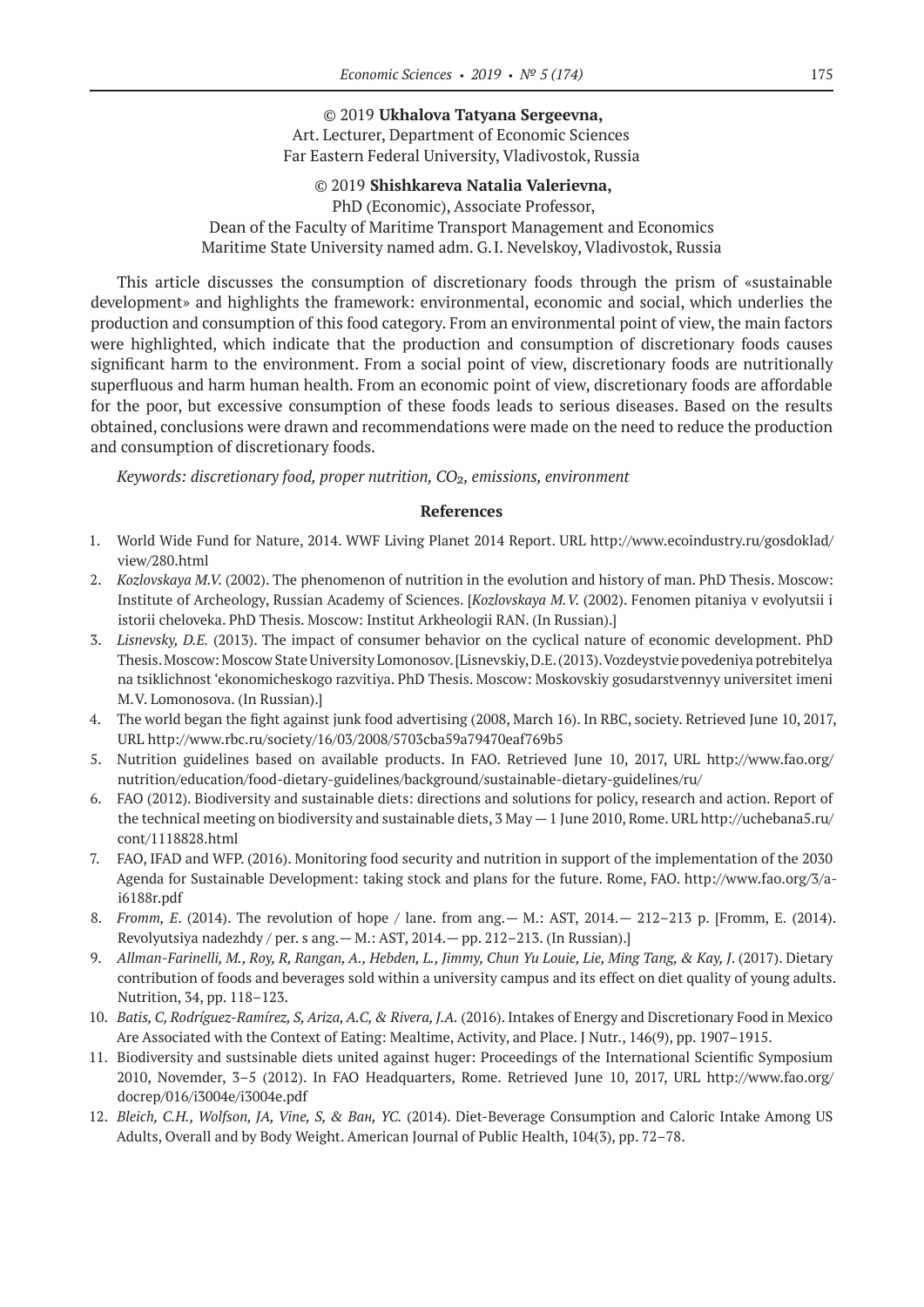© 2019 **Ukhalova Tatyana Sergeevna,**
Art. Lecturer, Department of Economic Sciences
Far Eastern Federal University, Vladivostok, Russia

© 2019 **Shishkareva Natalia Valerievna,**
PhD (Economic), Associate Professor,
Dean of the Faculty of Maritime Transport Management and Economics
Maritime State University named adm. G.I. Nevelskoy, Vladivostok, Russia

This article discusses the consumption of discretionary foods through the prism of «sustainable development» and highlights the framework: environmental, economic and social, which underlies the production and consumption of this food category. From an environmental point of view, the main factors were highlighted, which indicate that the production and consumption of discretionary foods causes significant harm to the environment. From a social point of view, discretionary foods are nutritionally superfluous and harm human health. From an economic point of view, discretionary foods are affordable for the poor, but excessive consumption of these foods leads to serious diseases. Based on the results obtained, conclusions were drawn and recommendations were made on the need to reduce the production and consumption of discretionary foods.

*Keywords: discretionary food, proper nutrition, $CO_2$, emissions, environment*

## References

1. World Wide Fund for Nature, 2014. WWF Living Planet 2014 Report. URL http://www.ecoindustry.ru/gosdoklad/view/280.html
2. *Kozlovskaya M.V.* (2002). The phenomenon of nutrition in the evolution and history of man. PhD Thesis. Moscow: Institute of Archeology, Russian Academy of Sciences. [*Kozlovskaya M.V.* (2002). Fenomen pitaniya v evolyutsii i istorii cheloveka. PhD Thesis. Moscow: Institut Arkheologii RAN. (In Russian).]
3. *Lisnevsky, D.E.* (2013). The impact of consumer behavior on the cyclical nature of economic development. PhD Thesis. Moscow: Moscow State University Lomonosov. [Lisnevskiy, D.E. (2013). Vozdeystvie povedeniya potrebitelya na tsiklichnost 'ekonomicheskogo razvitiya. PhD Thesis. Moscow: Moskovskiy gosudarstvennyy universitet imeni M.V. Lomonosova. (In Russian).]
4. The world began the fight against junk food advertising (2008, March 16). In RBC, society. Retrieved June 10, 2017, URL http://www.rbc.ru/society/16/03/2008/5703cba59a79470eaf769b5
5. Nutrition guidelines based on available products. In FAO. Retrieved June 10, 2017, URL http://www.fao.org/nutrition/education/food-dietary-guidelines/background/sustainable-dietary-guidelines/ru/
6. FAO (2012). Biodiversity and sustainable diets: directions and solutions for policy, research and action. Report of the technical meeting on biodiversity and sustainable diets, 3 May — 1 June 2010, Rome. URL http://uchebana5.ru/cont/1118828.html
7. FAO, IFAD and WFP. (2016). Monitoring food security and nutrition in support of the implementation of the 2030 Agenda for Sustainable Development: taking stock and plans for the future. Rome, FAO. http://www.fao.org/3/a-i6188r.pdf
8. *Fromm, E*. (2014). The revolution of hope / lane. from ang.— M.: AST, 2014.— 212–213 p. [Fromm, E. (2014). Revolyutsiya nadezhdy / per. s ang.— M.: AST, 2014.— pp. 212–213. (In Russian).]
9. *Allman-Farinelli, M., Roy, R, Rangan, A., Hebden, L., Jimmy, Chun Yu Louie, Lie, Ming Tang, & Kay, J*. (2017). Dietary contribution of foods and beverages sold within a university campus and its effect on diet quality of young adults. Nutrition, 34, pp. 118–123.
10. *Batis, C, Rodríguez-Ramírez, S, Ariza, A.C, & Rivera, J.A*. (2016). Intakes of Energy and Discretionary Food in Mexico Are Associated with the Context of Eating: Mealtime, Activity, and Place. J Nutr., 146(9), pp. 1907–1915.
11. Biodiversity and sustsinable diets united against huger: Proceedings of the International Scientific Symposium 2010, Novemder, 3–5 (2012). In FAO Headquarters, Rome. Retrieved June 10, 2017, URL http://www.fao.org/docrep/016/i3004e/i3004e.pdf
12. *Bleich, C.H., Wolfson, JA, Vine, S, & Ван, YC*. (2014). Diet-Beverage Consumption and Caloric Intake Among US Adults, Overall and by Body Weight. American Journal of Public Health, 104(3), pp. 72–78.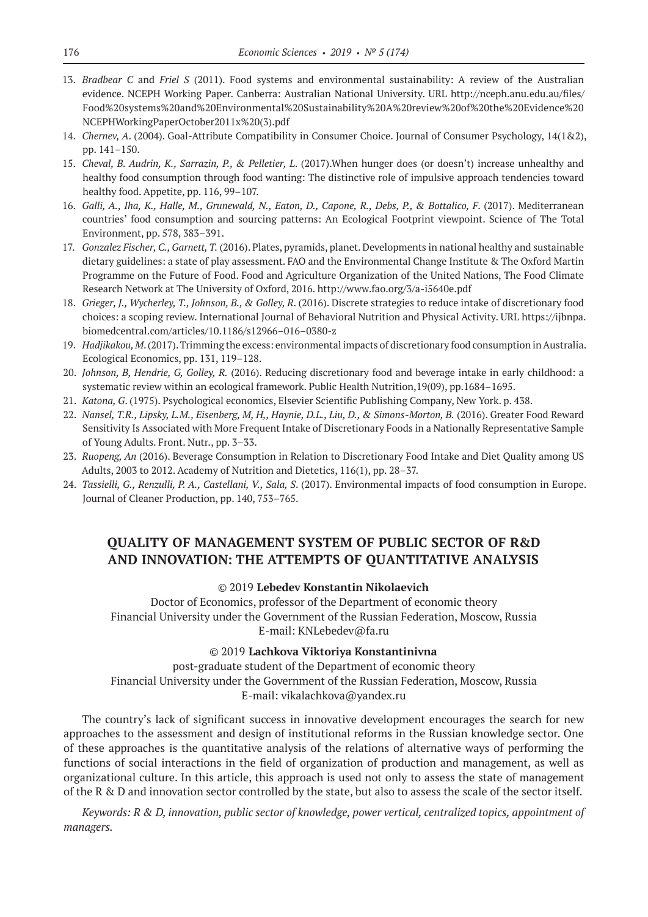13. *Bradbear C* and *Friel S* (2011). Food systems and environmental sustainability: A review of the Australian evidence. NCEPH Working Paper. Canberra: Australian National University. URL http://nceph.anu.edu.au/files/Food%20systems%20and%20Environmental%20Sustainability%20A%20review%20of%20the%20Evidence%20NCEPHWorkingPaperOctober2011x%20(3).pdf
14. *Chernev, A*. (2004). Goal-Attribute Compatibility in Consumer Choice. Journal of Consumer Psychology, 14(1&2), pp. 141–150.
15. *Cheval, B. Audrin, K., Sarrazin, P., & Pelletier, L*. (2017).When hunger does (or doesn't) increase unhealthy and healthy food consumption through food wanting: The distinctive role of impulsive approach tendencies toward healthy food. Appetite, pp. 116, 99–107.
16. *Galli, A., Iha, K., Halle, M., Grunewald, N., Eaton, D., Capone, R., Debs, P., & Bottalico, F*. (2017). Mediterranean countries' food consumption and sourcing patterns: An Ecological Footprint viewpoint. Science of The Total Environment, pp. 578, 383–391.
17. *Gonzalez Fischer, C., Garnett, T.* (2016). Plates, pyramids, planet. Developments in national healthy and sustainable dietary guidelines: a state of play assessment. FAO and the Environmental Change Institute & The Oxford Martin Programme on the Future of Food. Food and Agriculture Organization of the United Nations, The Food Climate Research Network at The University of Oxford, 2016. http://www.fao.org/3/a-i5640e.pdf
18. *Grieger, J., Wycherley, T., Johnson, B., & Golley, R*. (2016). Discrete strategies to reduce intake of discretionary food choices: a scoping review. International Journal of Behavioral Nutrition and Physical Activity. URL https://ijbnpa.biomedcentral.com/articles/10.1186/s12966–016–0380-z
19. *Hadjikakou, M*. (2017). Trimming the excess: environmental impacts of discretionary food consumption in Australia. Ecological Economics, pp. 131, 119–128.
20. *Johnson, B, Hendrie, G, Golley, R.* (2016). Reducing discretionary food and beverage intake in early childhood: a systematic review within an ecological framework. Public Health Nutrition,19(09), pp.1684–1695.
21. *Katona, G*. (1975). Psychological economics, Elsevier Scientific Publishing Company, New York. p. 438.
22. *Nansel, T.R., Lipsky, L.M., Eisenberg, M, H,, Haynie, D.L., Liu, D., & Simons-Morton, B.* (2016). Greater Food Reward Sensitivity Is Associated with More Frequent Intake of Discretionary Foods in a Nationally Representative Sample of Young Adults. Front. Nutr., pp. 3–33.
23. *Ruopeng, An* (2016). Beverage Consumption in Relation to Discretionary Food Intake and Diet Quality among US Adults, 2003 to 2012. Academy of Nutrition and Dietetics, 116(1), pp. 28–37.
24. *Tassielli, G., Renzulli, P. A., Castellani, V., Sala, S*. (2017). Environmental impacts of food consumption in Europe. Journal of Cleaner Production, pp. 140, 753–765.

## QUALITY OF MANAGEMENT SYSTEM OF PUBLIC SECTOR OF R&D AND INNOVATION: THE ATTEMPTS OF QUANTITATIVE ANALYSIS

© 2019 **Lebedev Konstantin Nikolaevich**

Doctor of Economics, professor of the Department of economic theory
Financial University under the Government of the Russian Federation, Moscow, Russia
E-mail: KNLebedev@fa.ru

© 2019 **Lachkova Viktoriya Konstantinivna**

post-graduate student of the Department of economic theory
Financial University under the Government of the Russian Federation, Moscow, Russia
E-mail: vikalachkova@yandex.ru

The country's lack of significant success in innovative development encourages the search for new approaches to the assessment and design of institutional reforms in the Russian knowledge sector. One of these approaches is the quantitative analysis of the relations of alternative ways of performing the functions of social interactions in the field of organization of production and management, as well as organizational culture. In this article, this approach is used not only to assess the state of management of the R & D and innovation sector controlled by the state, but also to assess the scale of the sector itself.

*Keywords: R & D, innovation, public sector of knowledge, power vertical, centralized topics, appointment of managers.*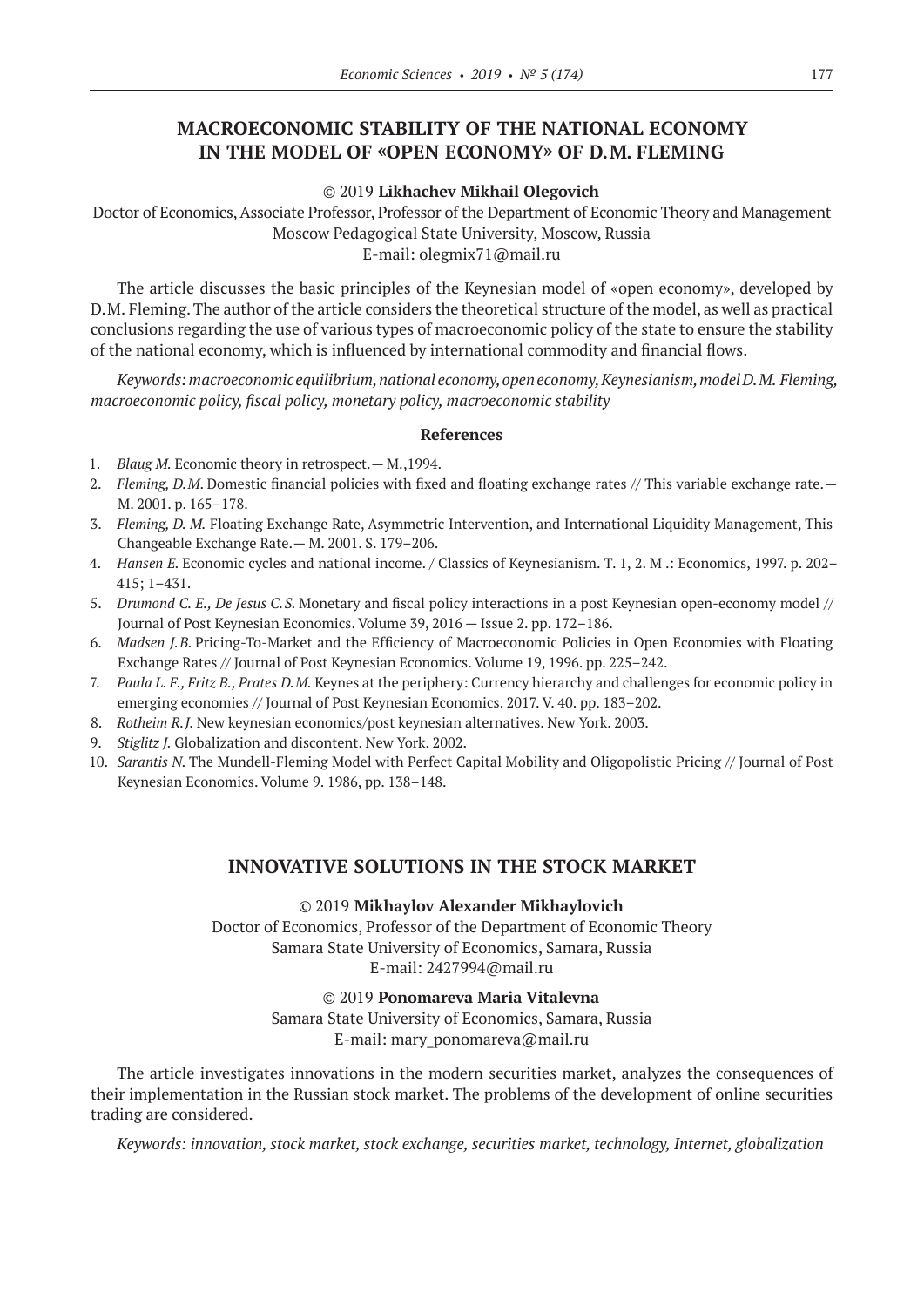## MACROECONOMIC STABILITY OF THE NATIONAL ECONOMY IN THE MODEL OF «OPEN ECONOMY» OF D.M. FLEMING

© 2019 **Likhachev Mikhail Olegovich**

Doctor of Economics, Associate Professor, Professor of the Department of Economic Theory and Management
Moscow Pedagogical State University, Moscow, Russia
E-mail: olegmix71@mail.ru

The article discusses the basic principles of the Keynesian model of «open economy», developed by D.M. Fleming. The author of the article considers the theoretical structure of the model, as well as practical conclusions regarding the use of various types of macroeconomic policy of the state to ensure the stability of the national economy, which is influenced by international commodity and financial flows.

*Keywords: macroeconomic equilibrium, national economy, open economy, Keynesianism, model D.M. Fleming, macroeconomic policy, fiscal policy, monetary policy, macroeconomic stability*

### References

1. *Blaug M.* Economic theory in retrospect.— M.,1994.
2. *Fleming, D.M.* Domestic financial policies with fixed and floating exchange rates // This variable exchange rate.— M. 2001. p. 165–178.
3. *Fleming, D. M.* Floating Exchange Rate, Asymmetric Intervention, and International Liquidity Management, This Changeable Exchange Rate.— M. 2001. S. 179–206.
4. *Hansen E.* Economic cycles and national income. / Classics of Keynesianism. T. 1, 2. M .: Economics, 1997. p. 202–415; 1–431.
5. *Drumond C. E., De Jesus C.S.* Monetary and fiscal policy interactions in a post Keynesian open-economy model // Journal of Post Keynesian Economics. Volume 39, 2016 — Issue 2. pp. 172–186.
6. *Madsen J.B.* Pricing-To-Market and the Efficiency of Macroeconomic Policies in Open Economies with Floating Exchange Rates // Journal of Post Keynesian Economics. Volume 19, 1996. pp. 225–242.
7. *Paula L. F., Fritz B., Prates D.M.* Keynes at the periphery: Currency hierarchy and challenges for economic policy in emerging economies // Journal of Post Keynesian Economics. 2017. V. 40. pp. 183–202.
8. *Rotheim R.J.* New keynesian economics/post keynesian alternatives. New York. 2003.
9. *Stiglitz J.* Globalization and discontent. New York. 2002.
10. *Sarantis N.* The Mundell-Fleming Model with Perfect Capital Mobility and Oligopolistic Pricing // Journal of Post Keynesian Economics. Volume 9. 1986, pp. 138–148.

## INNOVATIVE SOLUTIONS IN THE STOCK MARKET

© 2019 **Mikhaylov Alexander Mikhaylovich**

Doctor of Economics, Professor of the Department of Economic Theory
Samara State University of Economics, Samara, Russia
E-mail: 2427994@mail.ru

© 2019 **Ponomareva Maria Vitalevna**

Samara State University of Economics, Samara, Russia
E-mail: mary_ponomareva@mail.ru

The article investigates innovations in the modern securities market, analyzes the consequences of their implementation in the Russian stock market. The problems of the development of online securities trading are considered.

*Keywords: innovation, stock market, stock exchange, securities market, technology, Internet, globalization*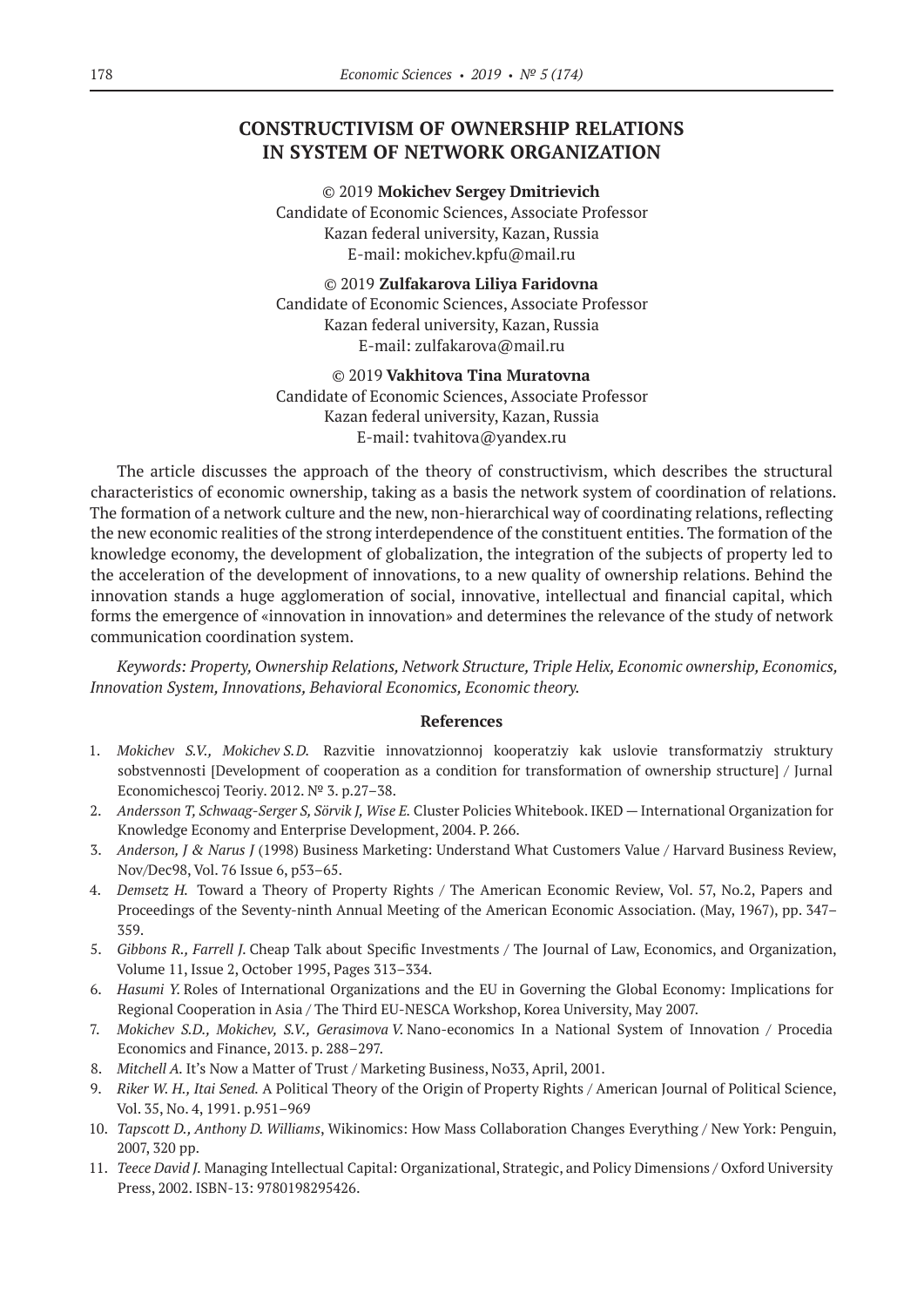# CONSTRUCTIVISM OF OWNERSHIP RELATIONS IN SYSTEM OF NETWORK ORGANIZATION

© 2019 **Mokichev Sergey Dmitrievich**
Candidate of Economic Sciences, Associate Professor
Kazan federal university, Kazan, Russia
E-mail: mokichev.kpfu@mail.ru

© 2019 **Zulfakarova Liliya Faridovna**
Candidate of Economic Sciences, Associate Professor
Kazan federal university, Kazan, Russia
E-mail: zulfakarova@mail.ru

© 2019 **Vakhitova Tina Muratovna**
Candidate of Economic Sciences, Associate Professor
Kazan federal university, Kazan, Russia
E-mail: tvahitova@yandex.ru

The article discusses the approach of the theory of constructivism, which describes the structural characteristics of economic ownership, taking as a basis the network system of coordination of relations. The formation of a network culture and the new, non-hierarchical way of coordinating relations, reflecting the new economic realities of the strong interdependence of the constituent entities. The formation of the knowledge economy, the development of globalization, the integration of the subjects of property led to the acceleration of the development of innovations, to a new quality of ownership relations. Behind the innovation stands a huge agglomeration of social, innovative, intellectual and financial capital, which forms the emergence of «innovation in innovation» and determines the relevance of the study of network communication coordination system.

*Keywords: Property, Ownership Relations, Network Structure, Triple Helix, Economic ownership, Economics, Innovation System, Innovations, Behavioral Economics, Economic theory.*

### References

1. *Mokichev S.V., Mokichev S.D.* Razvitie innovatzionnoj kooperatziy kak uslovie transformatziy struktury sobstvennosti [Development of cooperation as a condition for transformation of ownership structure] / Jurnal Economichescoj Teoriy. 2012. № 3. p.27–38.
2. *Andersson T, Schwaag-Serger S, Sörvik J, Wise E.* Cluster Policies Whitebook. IKED — International Organization for Knowledge Economy and Enterprise Development, 2004. P. 266.
3. *Anderson, J & Narus J* (1998) Business Marketing: Understand What Customers Value / Harvard Business Review, Nov/Dec98, Vol. 76 Issue 6, p53–65.
4. *Demsetz H.* Toward a Theory of Property Rights / The American Economic Review, Vol. 57, No.2, Papers and Proceedings of the Seventy-ninth Annual Meeting of the American Economic Association. (May, 1967), pp. 347–359.
5. *Gibbons R., Farrell J.* Cheap Talk about Specific Investments / The Journal of Law, Economics, and Organization, Volume 11, Issue 2, October 1995, Pages 313–334.
6. *Hasumi Y.* Roles of International Organizations and the EU in Governing the Global Economy: Implications for Regional Cooperation in Asia / The Third EU-NESCA Workshop, Korea University, May 2007.
7. *Mokichev S.D., Mokichev, S.V., Gerasimova V.* Nano-economics In a National System of Innovation / Procedia Economics and Finance, 2013. p. 288–297.
8. *Mitchell A.* It's Now a Matter of Trust / Marketing Business, No33, April, 2001.
9. *Riker W. H., Itai Sened.* A Political Theory of the Origin of Property Rights / American Journal of Political Science, Vol. 35, No. 4, 1991. p.951–969
10. *Tapscott D., Anthony D. Williams*, Wikinomics: How Mass Collaboration Changes Everything / New York: Penguin, 2007, 320 pp.
11. *Teece David J.* Managing Intellectual Capital: Organizational, Strategic, and Policy Dimensions / Oxford University Press, 2002. ISBN-13: 9780198295426.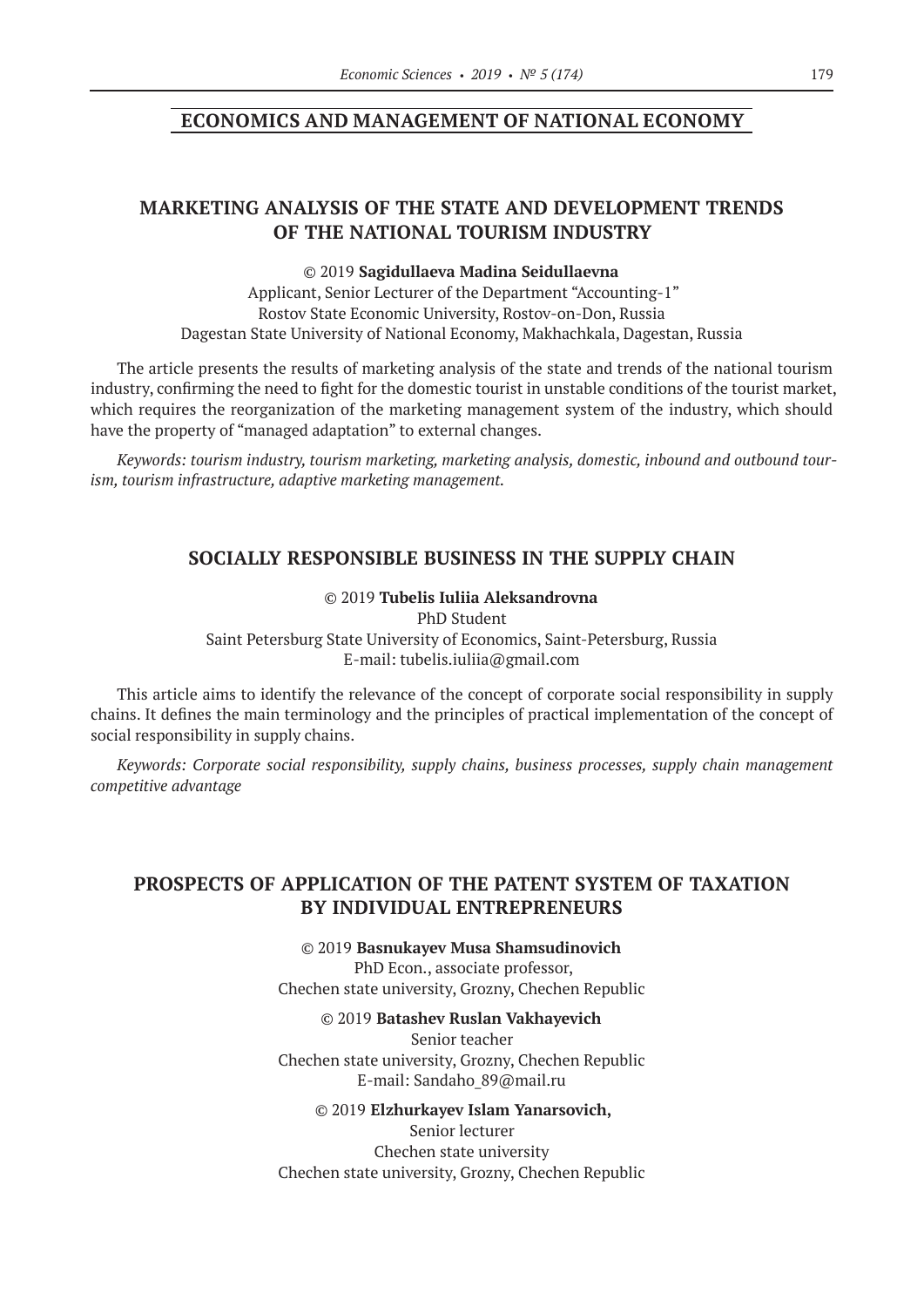## ECONOMICS AND MANAGEMENT OF NATIONAL ECONOMY

### MARKETING ANALYSIS OF THE STATE AND DEVELOPMENT TRENDS OF THE NATIONAL TOURISM INDUSTRY

© 2019 **Sagidullaeva Madina Seidullaevna**
Applicant, Senior Lecturer of the Department "Accounting-1"
Rostov State Economic University, Rostov-on-Don, Russia
Dagestan State University of National Economy, Makhachkala, Dagestan, Russia

The article presents the results of marketing analysis of the state and trends of the national tourism industry, confirming the need to fight for the domestic tourist in unstable conditions of the tourist market, which requires the reorganization of the marketing management system of the industry, which should have the property of "managed adaptation" to external changes.

*Keywords: tourism industry, tourism marketing, marketing analysis, domestic, inbound and outbound tourism, tourism infrastructure, adaptive marketing management.*

### SOCIALLY RESPONSIBLE BUSINESS IN THE SUPPLY CHAIN

© 2019 **Tubelis Iuliia Aleksandrovna**
PhD Student
Saint Petersburg State University of Economics, Saint-Petersburg, Russia
E-mail: tubelis.iuliia@gmail.com

This article aims to identify the relevance of the concept of corporate social responsibility in supply chains. It defines the main terminology and the principles of practical implementation of the concept of social responsibility in supply chains.

*Keywords: Corporate social responsibility, supply chains, business processes, supply chain management competitive advantage*

### PROSPECTS OF APPLICATION OF THE PATENT SYSTEM OF TAXATION BY INDIVIDUAL ENTREPRENEURS

© 2019 **Basnukayev Musa Shamsudinovich**
PhD Econ., associate professor,
Chechen state university, Grozny, Chechen Republic

© 2019 **Batashev Ruslan Vakhayevich**
Senior teacher
Chechen state university, Grozny, Chechen Republic
E-mail: Sandaho_89@mail.ru

© 2019 **Elzhurkayev Islam Yanarsovich,**
Senior lecturer
Chechen state university
Chechen state university, Grozny, Chechen Republic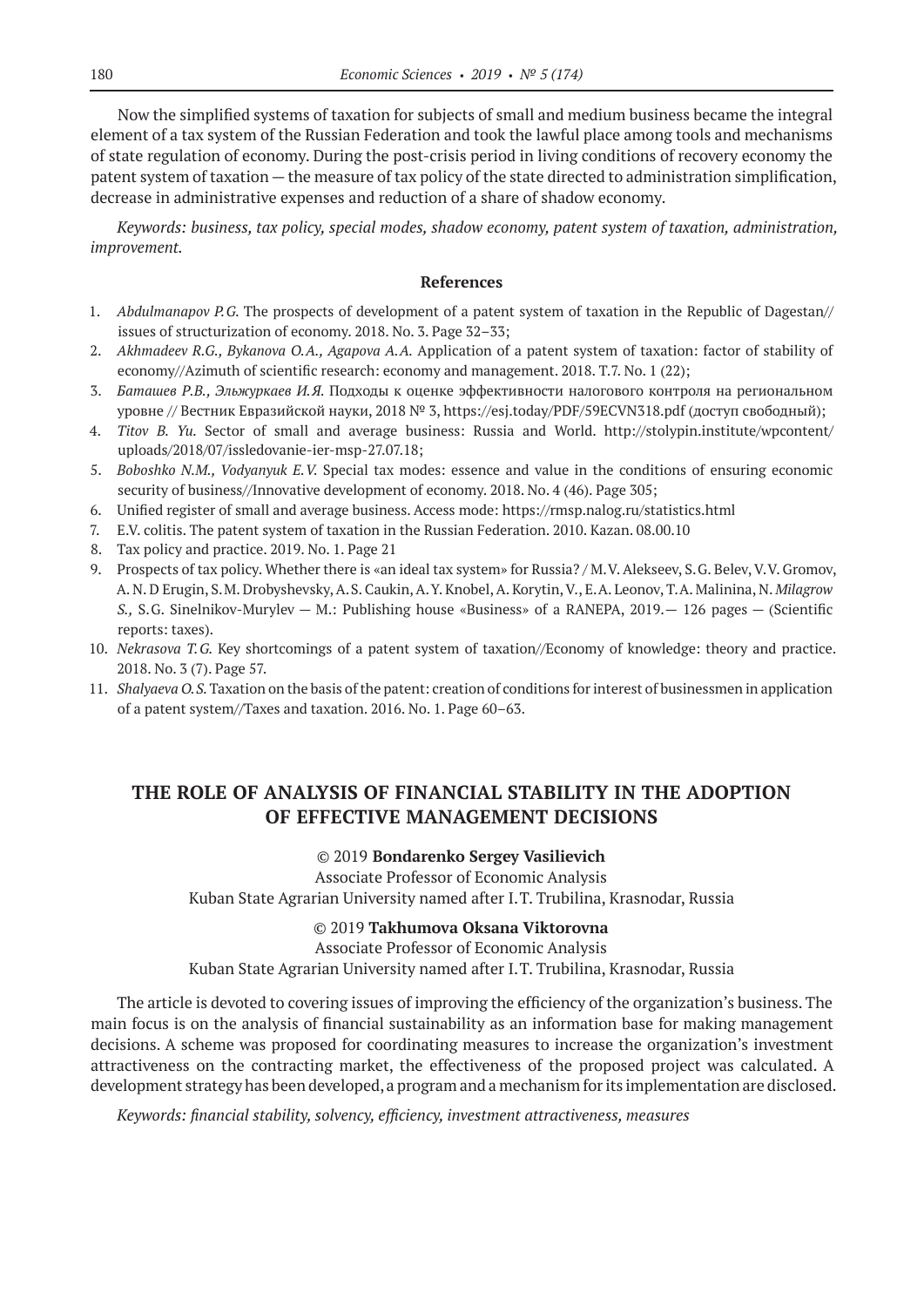Now the simplified systems of taxation for subjects of small and medium business became the integral element of a tax system of the Russian Federation and took the lawful place among tools and mechanisms of state regulation of economy. During the post-crisis period in living conditions of recovery economy the patent system of taxation — the measure of tax policy of the state directed to administration simplification, decrease in administrative expenses and reduction of a share of shadow economy.

*Keywords: business, tax policy, special modes, shadow economy, patent system of taxation, administration, improvement.*

**References**

1. *Abdulmanapov P.G.* The prospects of development of a patent system of taxation in the Republic of Dagestan// issues of structurization of economy. 2018. No. 3. Page 32–33;
2. *Akhmadeev R.G., Bykanova O.A., Agapova A.A.* Application of a patent system of taxation: factor of stability of economy//Azimuth of scientific research: economy and management. 2018. T.7. No. 1 (22);
3. *Баташев Р.В., Эльжуркаев И.Я.* Подходы к оценке эффективности налогового контроля на региональном уровне // Вестник Евразийской науки, 2018 № 3, https://esj.today/PDF/59ECVN318.pdf (доступ свободный);
4. *Titov B. Yu.* Sector of small and average business: Russia and World. http://stolypin.institute/wpcontent/uploads/2018/07/issledovanie-ier-msp-27.07.18;
5. *Boboshko N.M., Vodyanyuk E.V.* Special tax modes: essence and value in the conditions of ensuring economic security of business//Innovative development of economy. 2018. No. 4 (46). Page 305;
6. Unified register of small and average business. Access mode: https://rmsp.nalog.ru/statistics.html
7. E.V. colitis. The patent system of taxation in the Russian Federation. 2010. Kazan. 08.00.10
8. Tax policy and practice. 2019. No. 1. Page 21
9. Prospects of tax policy. Whether there is «an ideal tax system» for Russia? / M.V. Alekseev, S.G. Belev, V.V. Gromov, A. N. D Erugin, S.M. Drobyshevsky, A.S. Caukin, A.Y. Knobel, A. Korytin, V., E.A. Leonov, T.A. Malinina, N. *Milagrow S.,* S.G. Sinelnikov-Murylev — M.: Publishing house «Business» of a RANEPA, 2019.— 126 pages — (Scientific reports: taxes).
10. *Nekrasova T.G.* Key shortcomings of a patent system of taxation//Economy of knowledge: theory and practice. 2018. No. 3 (7). Page 57.
11. *Shalyaeva O.S.* Taxation on the basis of the patent: creation of conditions for interest of businessmen in application of a patent system//Taxes and taxation. 2016. No. 1. Page 60–63.

## THE ROLE OF ANALYSIS OF FINANCIAL STABILITY IN THE ADOPTION OF EFFECTIVE MANAGEMENT DECISIONS

© 2019 **Bondarenko Sergey Vasilievich**
Associate Professor of Economic Analysis
Kuban State Agrarian University named after I.T. Trubilina, Krasnodar, Russia

© 2019 **Takhumova Oksana Viktorovna**
Associate Professor of Economic Analysis
Kuban State Agrarian University named after I.T. Trubilina, Krasnodar, Russia

The article is devoted to covering issues of improving the efficiency of the organization's business. The main focus is on the analysis of financial sustainability as an information base for making management decisions. A scheme was proposed for coordinating measures to increase the organization's investment attractiveness on the contracting market, the effectiveness of the proposed project was calculated. A development strategy has been developed, a program and a mechanism for its implementation are disclosed.

*Keywords: financial stability, solvency, efficiency, investment attractiveness, measures*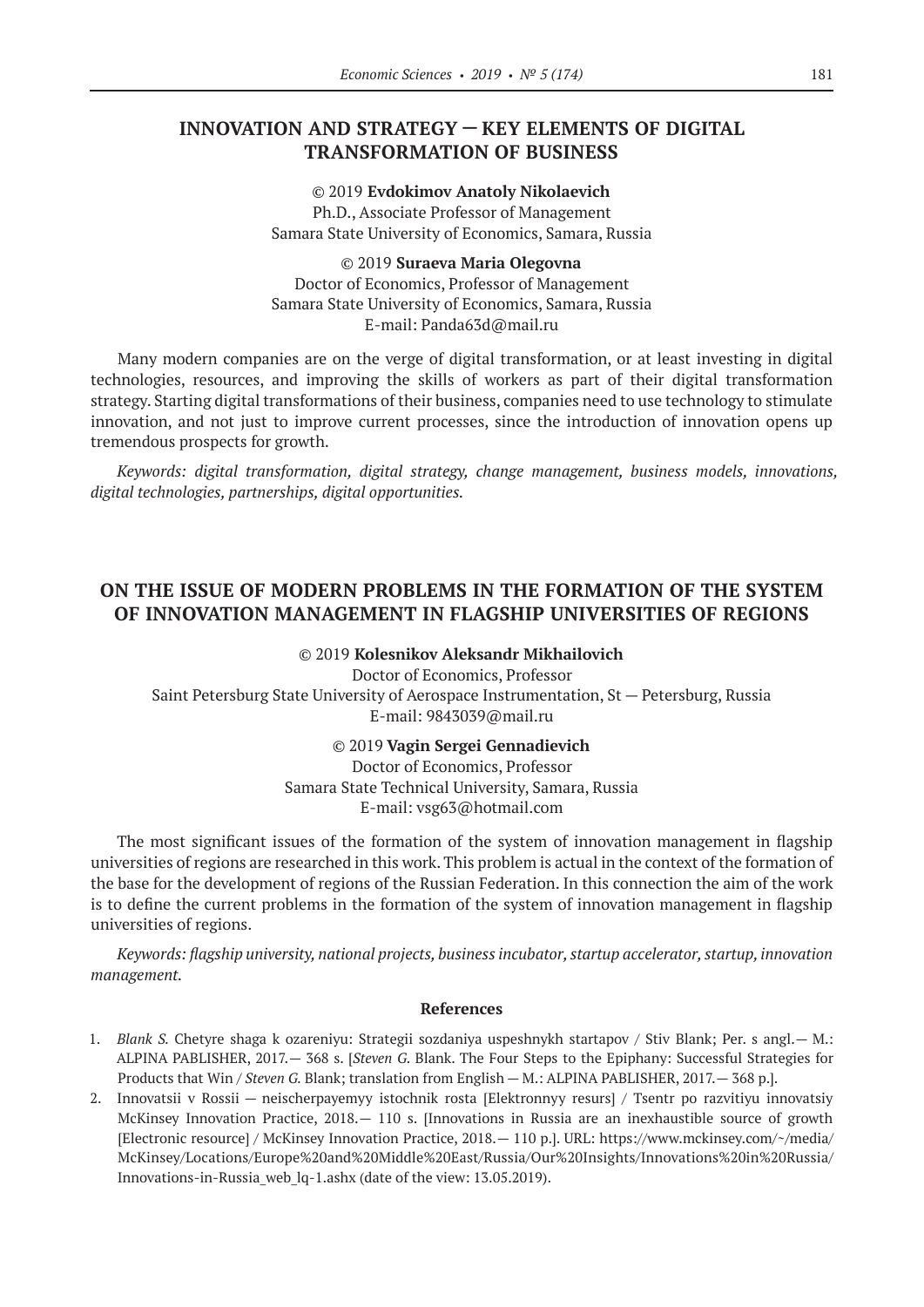## INNOVATION AND STRATEGY — KEY ELEMENTS OF DIGITAL TRANSFORMATION OF BUSINESS

© 2019 **Evdokimov Anatoly Nikolaevich**
Ph.D., Associate Professor of Management
Samara State University of Economics, Samara, Russia

© 2019 **Suraeva Maria Olegovna**
Doctor of Economics, Professor of Management
Samara State University of Economics, Samara, Russia
E-mail: Panda63d@mail.ru

Many modern companies are on the verge of digital transformation, or at least investing in digital technologies, resources, and improving the skills of workers as part of their digital transformation strategy. Starting digital transformations of their business, companies need to use technology to stimulate innovation, and not just to improve current processes, since the introduction of innovation opens up tremendous prospects for growth.

*Keywords: digital transformation, digital strategy, change management, business models, innovations, digital technologies, partnerships, digital opportunities.*

## ON THE ISSUE OF MODERN PROBLEMS IN THE FORMATION OF THE SYSTEM OF INNOVATION MANAGEMENT IN FLAGSHIP UNIVERSITIES OF REGIONS

© 2019 **Kolesnikov Aleksandr Mikhailovich**
Doctor of Economics, Professor
Saint Petersburg State University of Aerospace Instrumentation, St — Petersburg, Russia
E-mail: 9843039@mail.ru

© 2019 **Vagin Sergei Gennadievich**
Doctor of Economics, Professor
Samara State Technical University, Samara, Russia
E-mail: vsg63@hotmail.com

The most significant issues of the formation of the system of innovation management in flagship universities of regions are researched in this work. This problem is actual in the context of the formation of the base for the development of regions of the Russian Federation. In this connection the aim of the work is to define the current problems in the formation of the system of innovation management in flagship universities of regions.

*Keywords: flagship university, national projects, business incubator, startup accelerator, startup, innovation management.*

### References

1. *Blank S.* Chetyre shaga k ozareniyu: Strategii sozdaniya uspeshnykh startapov / Stiv Blank; Per. s angl.— M.: ALPINA PABLISHER, 2017.— 368 s. [*Steven G.* Blank. The Four Steps to the Epiphany: Successful Strategies for Products that Win / *Steven G.* Blank; translation from English — M.: ALPINA PABLISHER, 2017.— 368 p.].
2. Innovatsii v Rossii — neischerpayemyy istochnik rosta [Elektronnyy resurs] / Tsentr po razvitiyu innovatsiy McKinsey Innovation Practice, 2018.— 110 s. [Innovations in Russia are an inexhaustible source of growth [Electronic resource] / McKinsey Innovation Practice, 2018.— 110 p.]. URL: https://www.mckinsey.com/~/media/McKinsey/Locations/Europe%20and%20Middle%20East/Russia/Our%20Insights/Innovations%20in%20Russia/Innovations-in-Russia_web_lq-1.ashx (date of the view: 13.05.2019).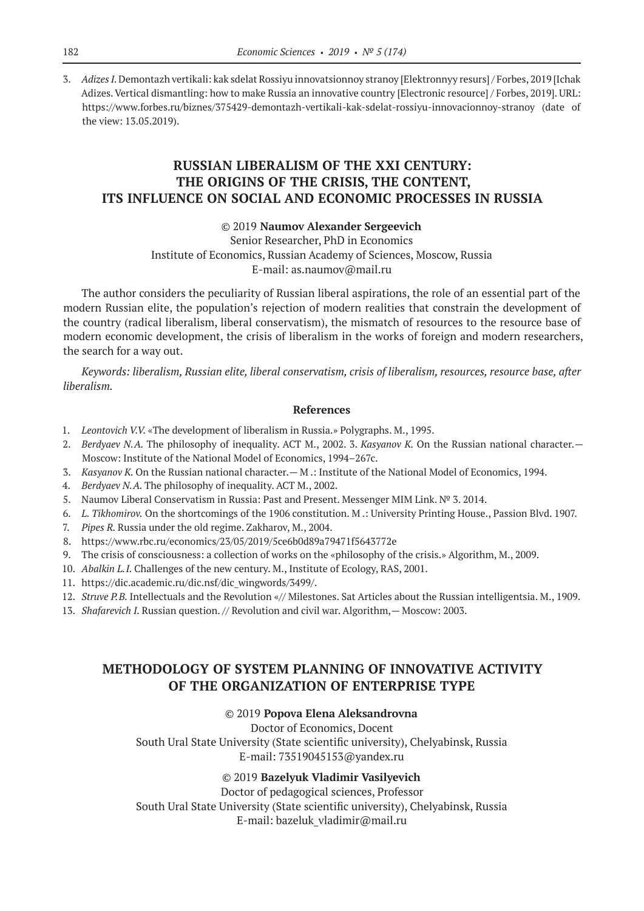3. *Adizes I.* Demontazh vertikali: kak sdelat Rossiyu innovatsionnoy stranoy [Elektronnyy resurs] / Forbes, 2019 [Ichak Adizes. Vertical dismantling: how to make Russia an innovative country [Electronic resource] / Forbes, 2019]. URL: https://www.forbes.ru/biznes/375429-demontazh-vertikali-kak-sdelat-rossiyu-innovacionnoy-stranoy (date of the view: 13.05.2019).

## RUSSIAN LIBERALISM OF THE XXI CENTURY: THE ORIGINS OF THE CRISIS, THE CONTENT, ITS INFLUENCE ON SOCIAL AND ECONOMIC PROCESSES IN RUSSIA

© 2019 **Naumov Alexander Sergeevich**
Senior Researcher, PhD in Economics
Institute of Economics, Russian Academy of Sciences, Moscow, Russia
E-mail: as.naumov@mail.ru

The author considers the peculiarity of Russian liberal aspirations, the role of an essential part of the modern Russian elite, the population's rejection of modern realities that constrain the development of the country (radical liberalism, liberal conservatism), the mismatch of resources to the resource base of modern economic development, the crisis of liberalism in the works of foreign and modern researchers, the search for a way out.

*Keywords: liberalism, Russian elite, liberal conservatism, crisis of liberalism, resources, resource base, after liberalism.*

### References

1. *Leontovich V.V.* «The development of liberalism in Russia.» Polygraphs. M., 1995.
2. *Berdyaev N.A.* The philosophy of inequality. ACT M., 2002. 3. *Kasyanov K.* On the Russian national character.— Moscow: Institute of the National Model of Economics, 1994–267c.
3. *Kasyanov K.* On the Russian national character.— M .: Institute of the National Model of Economics, 1994.
4. *Berdyaev N.A.* The philosophy of inequality. ACT M., 2002.
5. Naumov Liberal Conservatism in Russia: Past and Present. Messenger MIM Link. № 3. 2014.
6. *L. Tikhomirov.* On the shortcomings of the 1906 constitution. M .: University Printing House., Passion Blvd. 1907.
7. *Pipes R.* Russia under the old regime. Zakharov, M., 2004.
8. https://www.rbc.ru/economics/23/05/2019/5ce6b0d89a79471f5643772e
9. The crisis of consciousness: a collection of works on the «philosophy of the crisis.» Algorithm, M., 2009.
10. *Abalkin L.I.* Challenges of the new century. M., Institute of Ecology, RAS, 2001.
11. https://dic.academic.ru/dic.nsf/dic_wingwords/3499/.
12. *Struve P.B.* Intellectuals and the Revolution «// Milestones. Sat Articles about the Russian intelligentsia. M., 1909.
13. *Shafarevich I.* Russian question. // Revolution and civil war. Algorithm,— Moscow: 2003.

## METHODOLOGY OF SYSTEM PLANNING OF INNOVATIVE ACTIVITY OF THE ORGANIZATION OF ENTERPRISE TYPE

© 2019 **Popova Elena Aleksandrovna**
Doctor of Economics, Docent
South Ural State University (State scientific university), Chelyabinsk, Russia
E-mail: 73519045153@yandex.ru

© 2019 **Bazelyuk Vladimir Vasilyevich**
Doctor of pedagogical sciences, Professor
South Ural State University (State scientific university), Chelyabinsk, Russia
E-mail: bazeluk_vladimir@mail.ru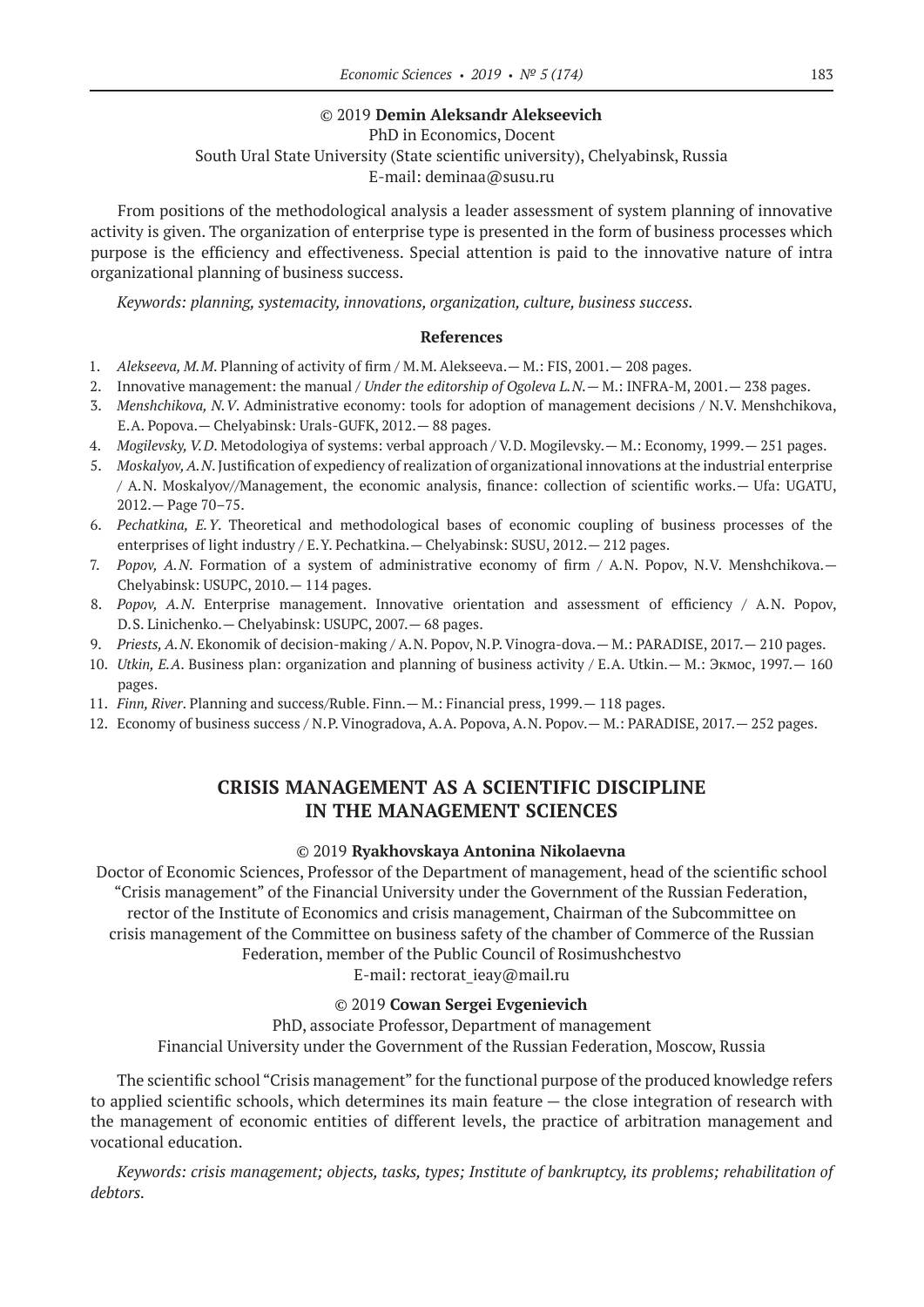© 2019 **Demin Aleksandr Alekseevich**
PhD in Economics, Docent
South Ural State University (State scientific university), Chelyabinsk, Russia
E-mail: deminaa@susu.ru

From positions of the methodological analysis a leader assessment of system planning of innovative activity is given. The organization of enterprise type is presented in the form of business processes which purpose is the efficiency and effectiveness. Special attention is paid to the innovative nature of intra organizational planning of business success.

*Keywords: planning, systemacity, innovations, organization, culture, business success.*

**References**

1. *Alekseeva, M.M*. Planning of activity of firm / M.M. Alekseeva.— M.: FIS, 2001.— 208 pages.
2. Innovative management: the manual / *Under the editorship of Ogoleva L.N*.— M.: INFRA-M, 2001.— 238 pages.
3. *Menshchikova, N.V*. Administrative economy: tools for adoption of management decisions / N.V. Menshchikova, E.A. Popova.— Chelyabinsk: Urals-GUFK, 2012.— 88 pages.
4. *Mogilevsky, V.D*. Metodologiya of systems: verbal approach / V.D. Mogilevsky.— M.: Economy, 1999.— 251 pages.
5. *Moskalyov, A.N*. Justification of expediency of realization of organizational innovations at the industrial enterprise / A.N. Moskalyov//Management, the economic analysis, finance: collection of scientific works.— Ufa: UGATU, 2012.— Page 70–75.
6. *Pechatkina, E.Y*. Theoretical and methodological bases of economic coupling of business processes of the enterprises of light industry / E.Y. Pechatkina.— Chelyabinsk: SUSU, 2012.— 212 pages.
7. *Popov, A.N*. Formation of a system of administrative economy of firm / A.N. Popov, N.V. Menshchikova.— Chelyabinsk: USUPC, 2010.— 114 pages.
8. *Popov, A.N*. Enterprise management. Innovative orientation and assessment of efficiency / A.N. Popov, D.S. Linichenko.— Chelyabinsk: USUPC, 2007.— 68 pages.
9. *Priests, A.N*. Ekonomik of decision-making / A.N. Popov, N.P. Vinogra-dova.— M.: PARADISE, 2017.— 210 pages.
10. *Utkin, E.A*. Business plan: organization and planning of business activity / E.A. Utkin.— M.: Экмос, 1997.— 160 pages.
11. *Finn, River*. Planning and success/Ruble. Finn.— M.: Financial press, 1999.— 118 pages.
12. Economy of business success / N.P. Vinogradova, A.A. Popova, A.N. Popov.— M.: PARADISE, 2017.— 252 pages.

## CRISIS MANAGEMENT AS A SCIENTIFIC DISCIPLINE IN THE MANAGEMENT SCIENCES

© 2019 **Ryakhovskaya Antonina Nikolaevna**
Doctor of Economic Sciences, Professor of the Department of management, head of the scientific school "Crisis management" of the Financial University under the Government of the Russian Federation, rector of the Institute of Economics and crisis management, Chairman of the Subcommittee on crisis management of the Committee on business safety of the chamber of Commerce of the Russian Federation, member of the Public Council of Rosimushchestvo
E-mail: rectorat_ieay@mail.ru

© 2019 **Cowan Sergei Evgenievich**
PhD, associate Professor, Department of management
Financial University under the Government of the Russian Federation, Moscow, Russia

The scientific school "Crisis management" for the functional purpose of the produced knowledge refers to applied scientific schools, which determines its main feature — the close integration of research with the management of economic entities of different levels, the practice of arbitration management and vocational education.

*Keywords: crisis management; objects, tasks, types; Institute of bankruptcy, its problems; rehabilitation of debtors.*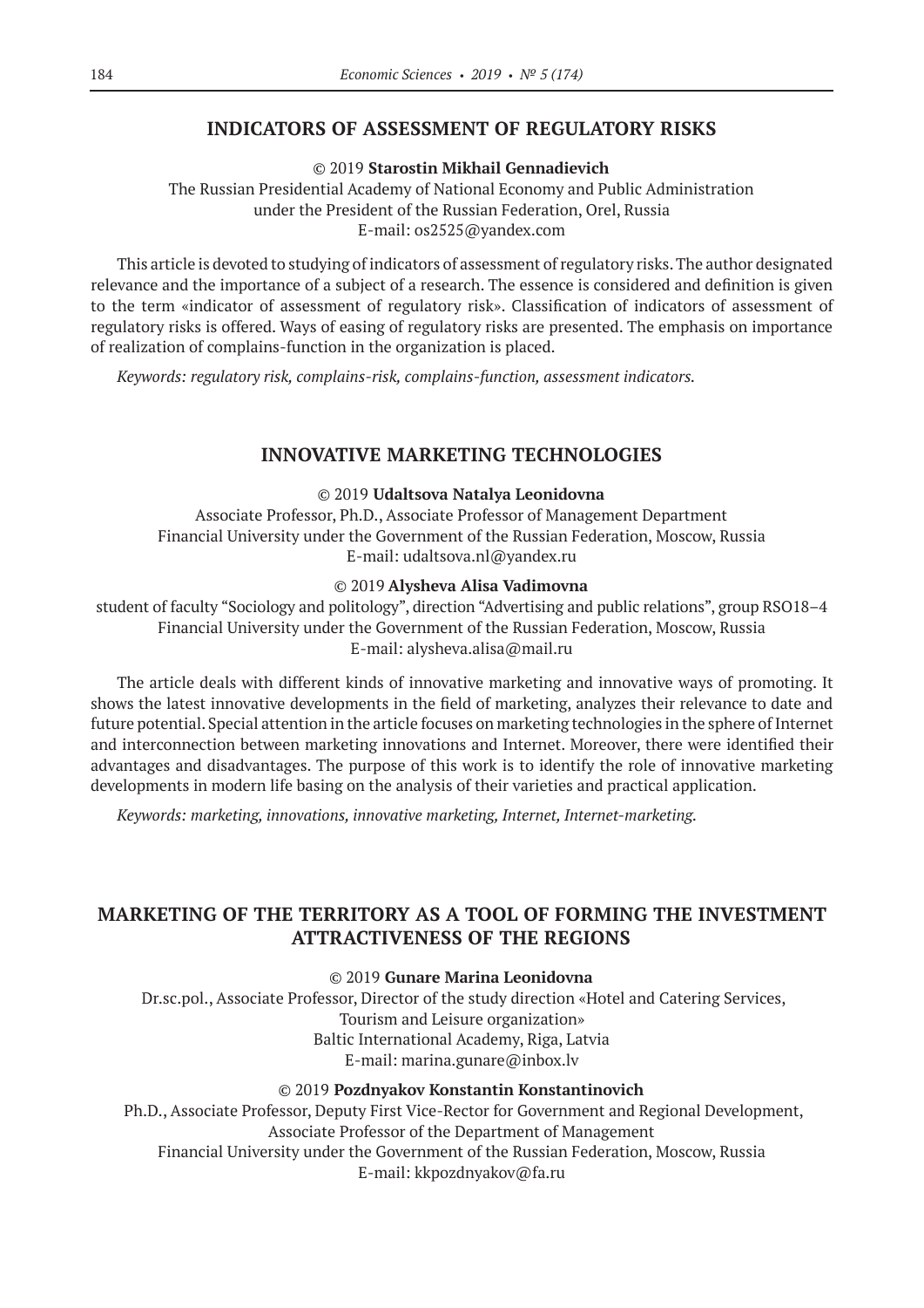## INDICATORS OF ASSESSMENT OF REGULATORY RISKS

© 2019 **Starostin Mikhail Gennadievich**
The Russian Presidential Academy of National Economy and Public Administration
under the President of the Russian Federation, Orel, Russia
E-mail: os2525@yandex.com

This article is devoted to studying of indicators of assessment of regulatory risks. The author designated relevance and the importance of a subject of a research. The essence is considered and definition is given to the term «indicator of assessment of regulatory risk». Classification of indicators of assessment of regulatory risks is offered. Ways of easing of regulatory risks are presented. The emphasis on importance of realization of complains-function in the organization is placed.

*Keywords: regulatory risk, complains-risk, complains-function, assessment indicators.*

## INNOVATIVE MARKETING TECHNOLOGIES

© 2019 **Udaltsova Natalya Leonidovna**
Associate Professor, Ph.D., Associate Professor of Management Department
Financial University under the Government of the Russian Federation, Moscow, Russia
E-mail: udaltsova.nl@yandex.ru

© 2019 **Alysheva Alisa Vadimovna**
student of faculty "Sociology and politology", direction "Advertising and public relations", group RSO18–4
Financial University under the Government of the Russian Federation, Moscow, Russia
E-mail: alysheva.alisa@mail.ru

The article deals with different kinds of innovative marketing and innovative ways of promoting. It shows the latest innovative developments in the field of marketing, analyzes their relevance to date and future potential. Special attention in the article focuses on marketing technologies in the sphere of Internet and interconnection between marketing innovations and Internet. Moreover, there were identified their advantages and disadvantages. The purpose of this work is to identify the role of innovative marketing developments in modern life basing on the analysis of their varieties and practical application.

*Keywords: marketing, innovations, innovative marketing, Internet, Internet-marketing.*

## MARKETING OF THE TERRITORY AS A TOOL OF FORMING THE INVESTMENT ATTRACTIVENESS OF THE REGIONS

© 2019 **Gunare Marina Leonidovna**
Dr.sc.pol., Associate Professor, Director of the study direction «Hotel and Catering Services, Tourism and Leisure organization»
Baltic International Academy, Riga, Latvia
E-mail: marina.gunare@inbox.lv

© 2019 **Pozdnyakov Konstantin Konstantinovich**
Ph.D., Associate Professor, Deputy First Vice-Rector for Government and Regional Development, Associate Professor of the Department of Management
Financial University under the Government of the Russian Federation, Moscow, Russia
E-mail: kkpozdnyakov@fa.ru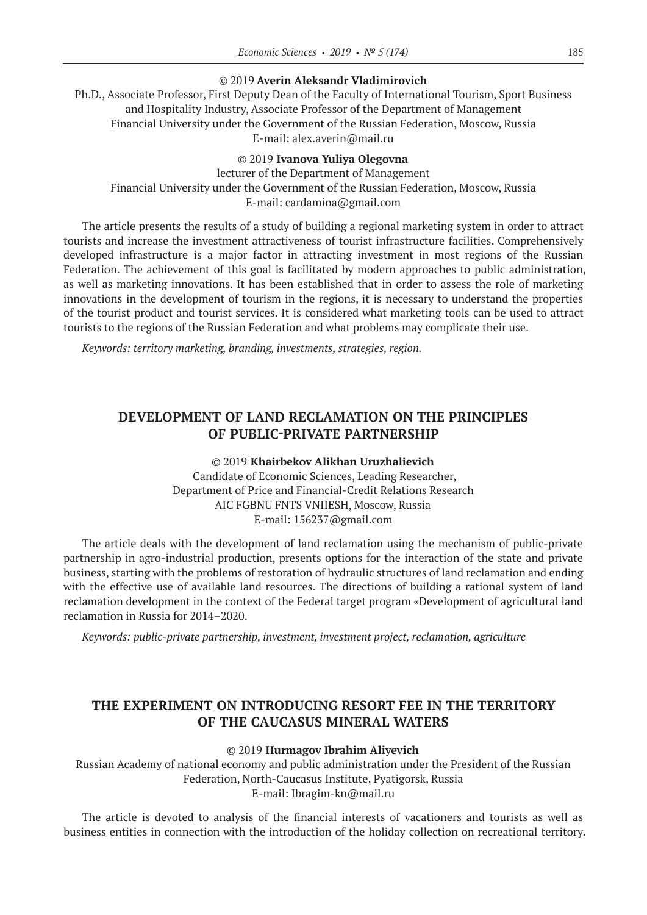© 2019 **Averin Aleksandr Vladimirovich**

Ph.D., Associate Professor, First Deputy Dean of the Faculty of International Tourism, Sport Business and Hospitality Industry, Associate Professor of the Department of Management
Financial University under the Government of the Russian Federation, Moscow, Russia
E-mail: alex.averin@mail.ru

© 2019 **Ivanova Yuliya Olegovna**

lecturer of the Department of Management
Financial University under the Government of the Russian Federation, Moscow, Russia
E-mail: cardamina@gmail.com

The article presents the results of a study of building a regional marketing system in order to attract tourists and increase the investment attractiveness of tourist infrastructure facilities. Comprehensively developed infrastructure is a major factor in attracting investment in most regions of the Russian Federation. The achievement of this goal is facilitated by modern approaches to public administration, as well as marketing innovations. It has been established that in order to assess the role of marketing innovations in the development of tourism in the regions, it is necessary to understand the properties of the tourist product and tourist services. It is considered what marketing tools can be used to attract tourists to the regions of the Russian Federation and what problems may complicate their use.

*Keywords: territory marketing, branding, investments, strategies, region.*

## DEVELOPMENT OF LAND RECLAMATION ON THE PRINCIPLES OF PUBLIC-PRIVATE PARTNERSHIP

© 2019 **Khairbekov Alikhan Uruzhalievich**

Candidate of Economic Sciences, Leading Researcher,
Department of Price and Financial-Credit Relations Research
AIC FGBNU FNTS VNIIESH, Moscow, Russia
E-mail: 156237@gmail.com

The article deals with the development of land reclamation using the mechanism of public-private partnership in agro-industrial production, presents options for the interaction of the state and private business, starting with the problems of restoration of hydraulic structures of land reclamation and ending with the effective use of available land resources. The directions of building a rational system of land reclamation development in the context of the Federal target program «Development of agricultural land reclamation in Russia for 2014–2020.

*Keywords: public-private partnership, investment, investment project, reclamation, agriculture*

## THE EXPERIMENT ON INTRODUCING RESORT FEE IN THE TERRITORY OF THE CAUCASUS MINERAL WATERS

© 2019 **Hurmagov Ibrahim Aliyevich**

Russian Academy of national economy and public administration under the President of the Russian Federation, North-Caucasus Institute, Pyatigorsk, Russia
E-mail: Ibragim-kn@mail.ru

The article is devoted to analysis of the financial interests of vacationers and tourists as well as business entities in connection with the introduction of the holiday collection on recreational territory.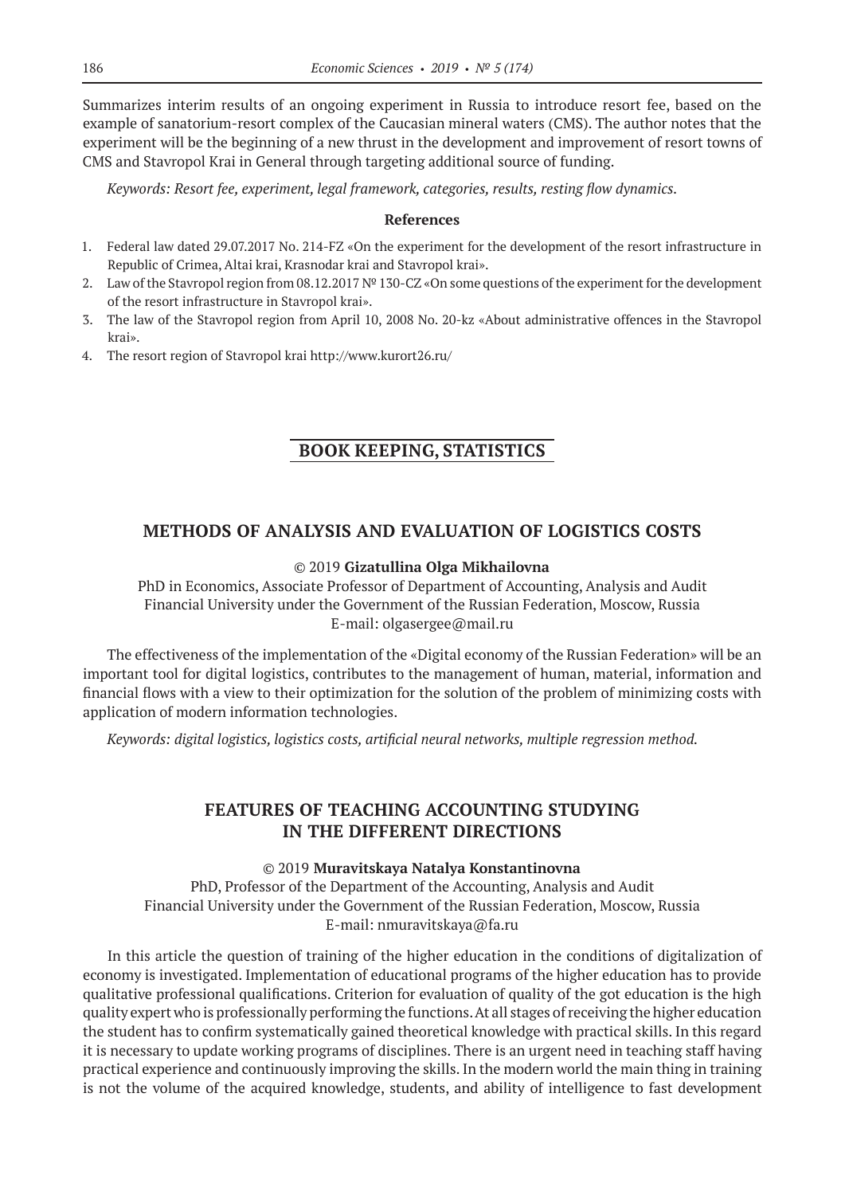Summarizes interim results of an ongoing experiment in Russia to introduce resort fee, based on the example of sanatorium-resort complex of the Caucasian mineral waters (CMS). The author notes that the experiment will be the beginning of a new thrust in the development and improvement of resort towns of CMS and Stavropol Krai in General through targeting additional source of funding.

*Keywords: Resort fee, experiment, legal framework, categories, results, resting flow dynamics.*

**References**

1. Federal law dated 29.07.2017 No. 214-FZ «On the experiment for the development of the resort infrastructure in Republic of Crimea, Altai krai, Krasnodar krai and Stavropol krai».
2. Law of the Stavropol region from 08.12.2017 № 130-CZ «On some questions of the experiment for the development of the resort infrastructure in Stavropol krai».
3. The law of the Stavropol region from April 10, 2008 No. 20-kz «About administrative offences in the Stavropol krai».
4. The resort region of Stavropol krai http://www.kurort26.ru/

# BOOK KEEPING, STATISTICS

## METHODS OF ANALYSIS AND EVALUATION OF LOGISTICS COSTS

© 2019 **Gizatullina Olga Mikhailovna**

PhD in Economics, Associate Professor of Department of Accounting, Analysis and Audit
Financial University under the Government of the Russian Federation, Moscow, Russia
E-mail: olgasergee@mail.ru

The effectiveness of the implementation of the «Digital economy of the Russian Federation» will be an important tool for digital logistics, contributes to the management of human, material, information and financial flows with a view to their optimization for the solution of the problem of minimizing costs with application of modern information technologies.

*Keywords: digital logistics, logistics costs, artificial neural networks, multiple regression method.*

## FEATURES OF TEACHING ACCOUNTING STUDYING IN THE DIFFERENT DIRECTIONS

© 2019 **Muravitskaya Natalya Konstantinovna**

PhD, Professor of the Department of the Accounting, Analysis and Audit
Financial University under the Government of the Russian Federation, Moscow, Russia
E-mail: nmuravitskaya@fa.ru

In this article the question of training of the higher education in the conditions of digitalization of economy is investigated. Implementation of educational programs of the higher education has to provide qualitative professional qualifications. Criterion for evaluation of quality of the got education is the high quality expert who is professionally performing the functions. At all stages of receiving the higher education the student has to confirm systematically gained theoretical knowledge with practical skills. In this regard it is necessary to update working programs of disciplines. There is an urgent need in teaching staff having practical experience and continuously improving the skills. In the modern world the main thing in training is not the volume of the acquired knowledge, students, and ability of intelligence to fast development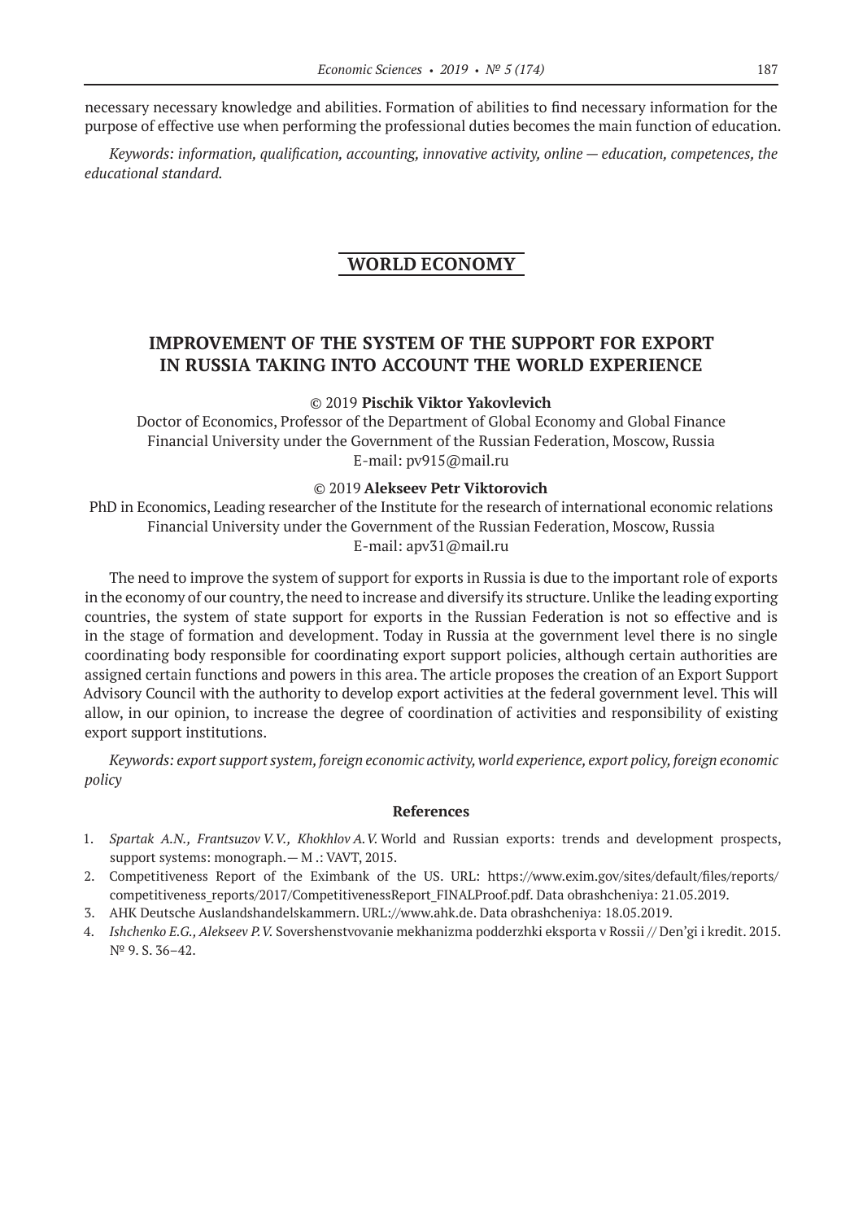necessary necessary knowledge and abilities. Formation of abilities to find necessary information for the purpose of effective use when performing the professional duties becomes the main function of education.

*Keywords: information, qualification, accounting, innovative activity, online — education, competences, the educational standard.*

## WORLD ECONOMY

# IMPROVEMENT OF THE SYSTEM OF THE SUPPORT FOR EXPORT IN RUSSIA TAKING INTO ACCOUNT THE WORLD EXPERIENCE

© 2019 **Pischik Viktor Yakovlevich**
Doctor of Economics, Professor of the Department of Global Economy and Global Finance
Financial University under the Government of the Russian Federation, Moscow, Russia
E-mail: pv915@mail.ru

© 2019 **Alekseev Petr Viktorovich**
PhD in Economics, Leading researcher of the Institute for the research of international economic relations
Financial University under the Government of the Russian Federation, Moscow, Russia
E-mail: apv31@mail.ru

The need to improve the system of support for exports in Russia is due to the important role of exports in the economy of our country, the need to increase and diversify its structure. Unlike the leading exporting countries, the system of state support for exports in the Russian Federation is not so effective and is in the stage of formation and development. Today in Russia at the government level there is no single coordinating body responsible for coordinating export support policies, although certain authorities are assigned certain functions and powers in this area. The article proposes the creation of an Export Support Advisory Council with the authority to develop export activities at the federal government level. This will allow, in our opinion, to increase the degree of coordination of activities and responsibility of existing export support institutions.

*Keywords: export support system, foreign economic activity, world experience, export policy, foreign economic policy*

### References

1. *Spartak A.N., Frantsuzov V.V., Khokhlov A.V.* World and Russian exports: trends and development prospects, support systems: monograph.— M .: VAVT, 2015.
2. Competitiveness Report of the Eximbank of the US. URL: https://www.exim.gov/sites/default/files/reports/competitiveness_reports/2017/CompetitivenessReport_FINALProof.pdf. Data obrashcheniya: 21.05.2019.
3. AHK Deutsche Auslandshandelskammern. URL://www.ahk.de. Data obrashcheniya: 18.05.2019.
4. *Ishchenko E.G., Alekseev P.V.* Sovershenstvovanie mekhanizma podderzhki eksporta v Rossii // Den'gi i kredit. 2015. № 9. S. 36–42.